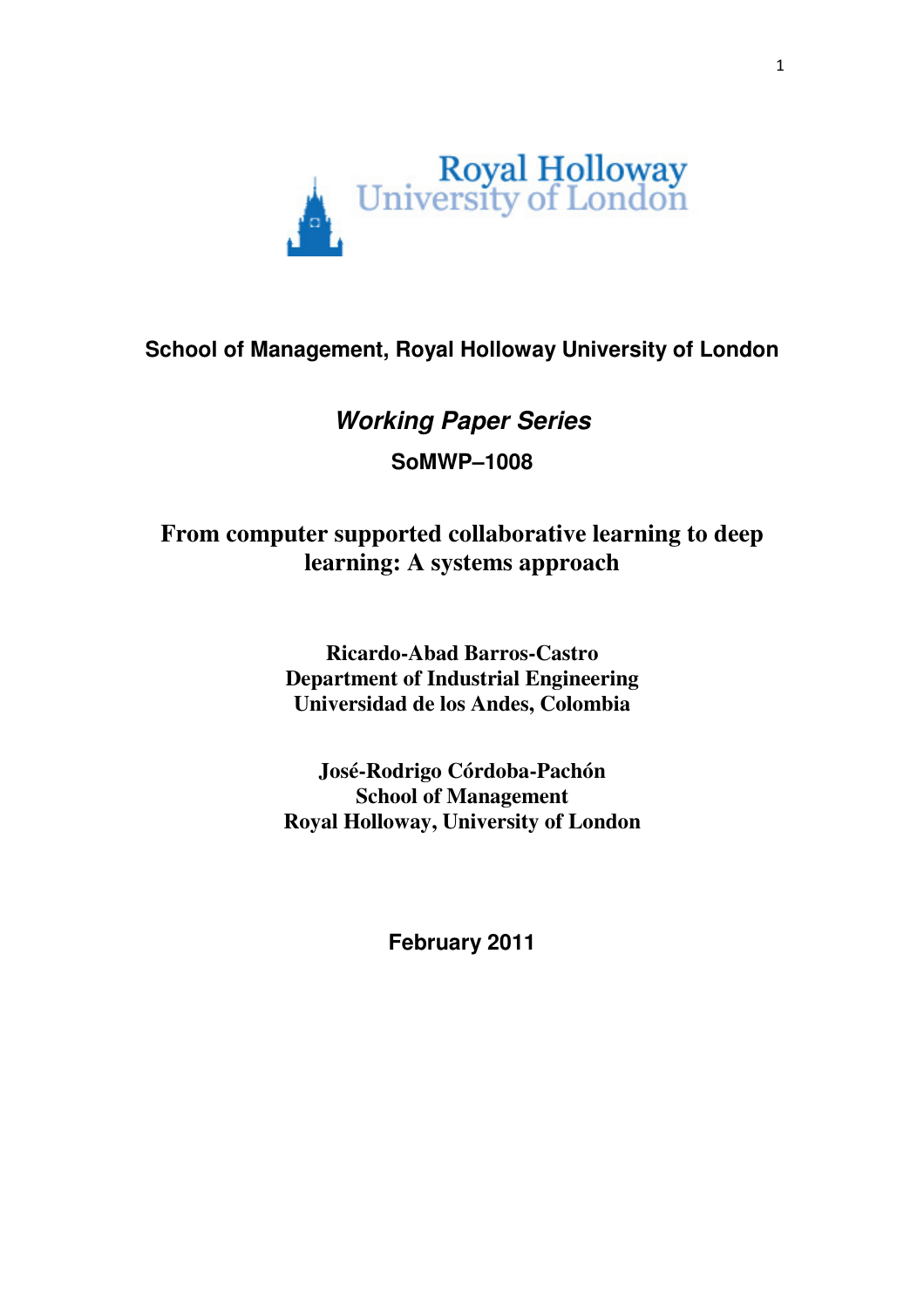Royal Holloway
University of London

**School of Management, Royal Holloway University of London**

***Working Paper Series***

**SoMWP–1008**

# From computer supported collaborative learning to deep learning: A systems approach

**Ricardo-Abad Barros-Castro**
**Department of Industrial Engineering**
**Universidad de los Andes, Colombia**

**José-Rodrigo Córdoba-Pachón**
**School of Management**
**Royal Holloway, University of London**

**February 2011**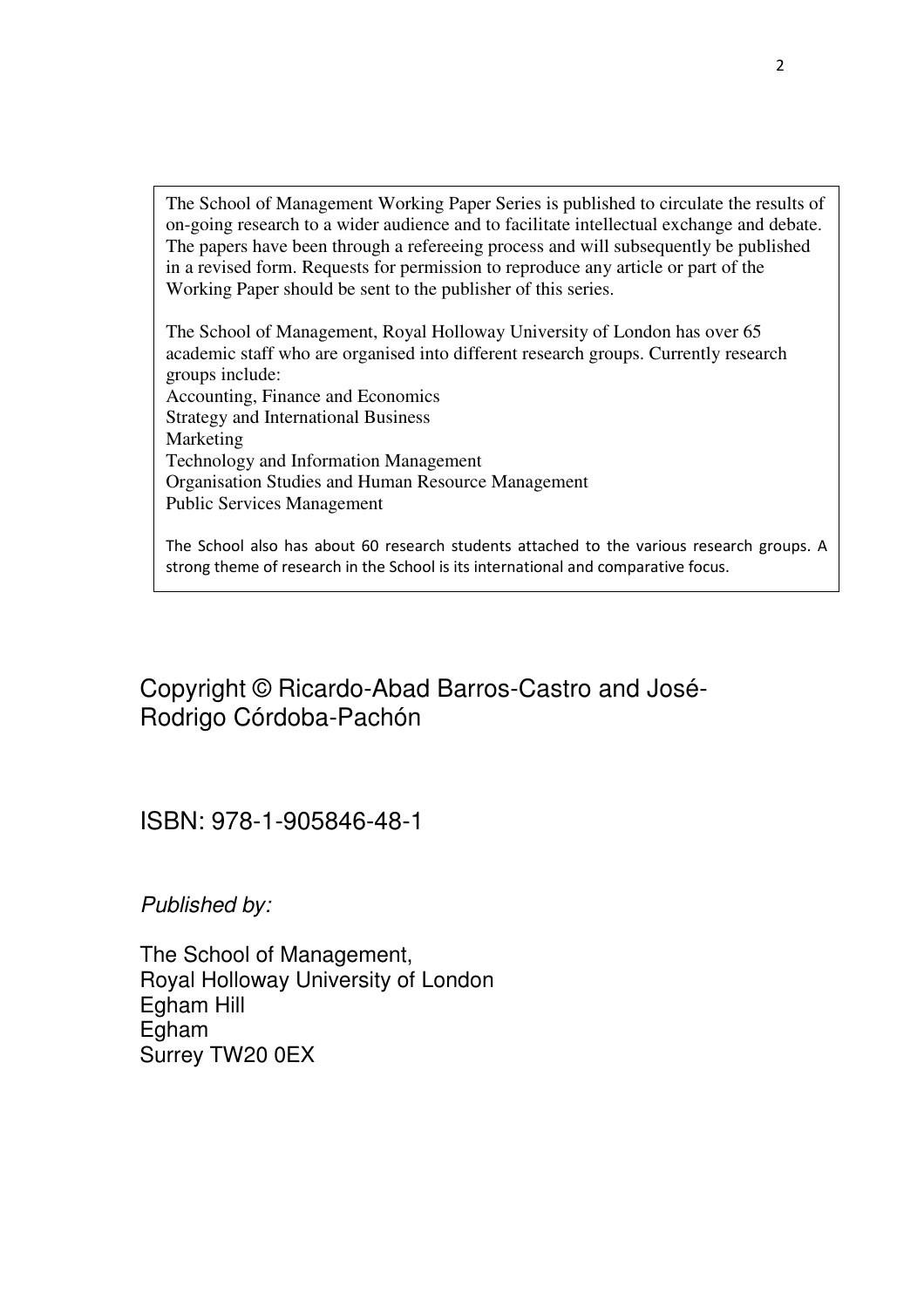The School of Management Working Paper Series is published to circulate the results of on-going research to a wider audience and to facilitate intellectual exchange and debate. The papers have been through a refereeing process and will subsequently be published in a revised form. Requests for permission to reproduce any article or part of the Working Paper should be sent to the publisher of this series.

The School of Management, Royal Holloway University of London has over 65 academic staff who are organised into different research groups. Currently research groups include:
Accounting, Finance and Economics
Strategy and International Business
Marketing
Technology and Information Management
Organisation Studies and Human Resource Management
Public Services Management

The School also has about 60 research students attached to the various research groups. A strong theme of research in the School is its international and comparative focus.

Copyright © Ricardo-Abad Barros-Castro and José-Rodrigo Córdoba-Pachón

ISBN: 978-1-905846-48-1

*Published by:*

The School of Management,
Royal Holloway University of London
Egham Hill
Egham
Surrey TW20 0EX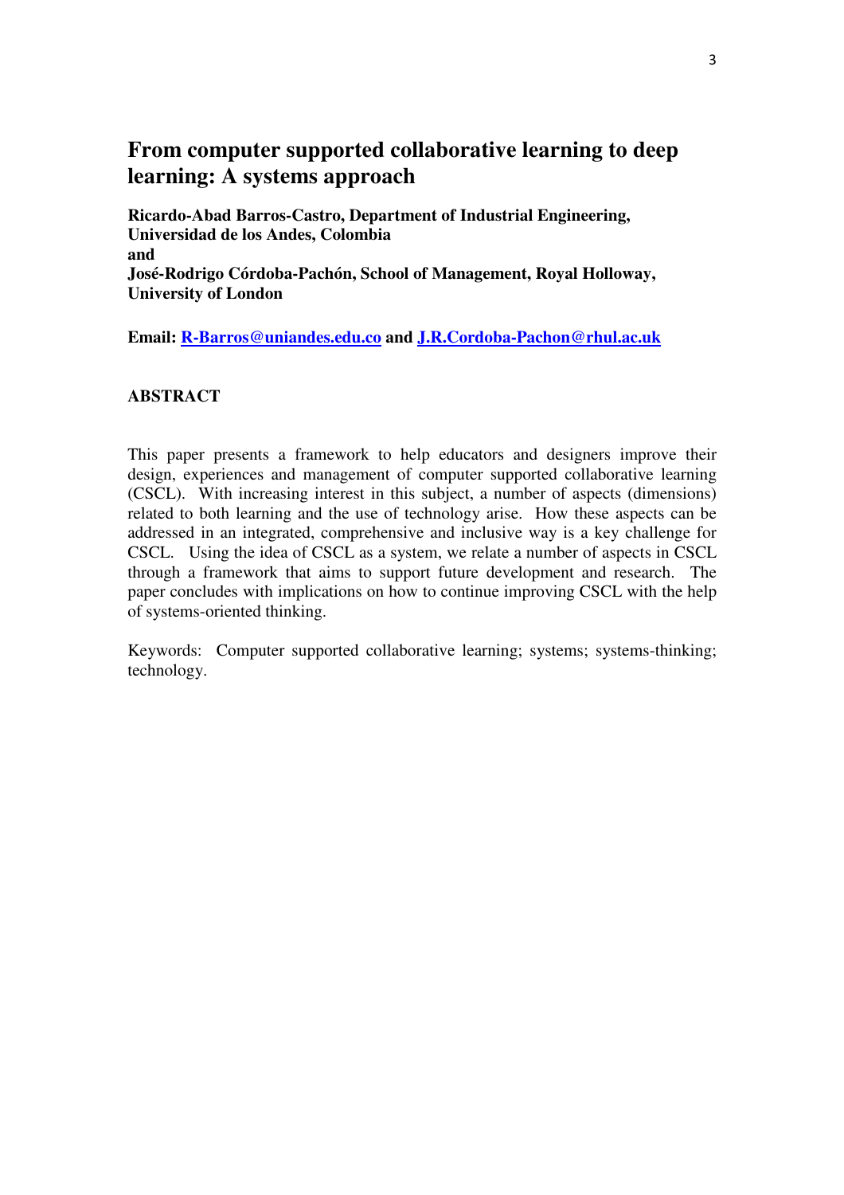# From computer supported collaborative learning to deep learning: A systems approach

**Ricardo-Abad Barros-Castro, Department of Industrial Engineering, Universidad de los Andes, Colombia**
**and**
**José-Rodrigo Córdoba-Pachón, School of Management, Royal Holloway, University of London**

**Email: R-Barros@uniandes.edu.co and J.R.Cordoba-Pachon@rhul.ac.uk**

## ABSTRACT

This paper presents a framework to help educators and designers improve their design, experiences and management of computer supported collaborative learning (CSCL). With increasing interest in this subject, a number of aspects (dimensions) related to both learning and the use of technology arise. How these aspects can be addressed in an integrated, comprehensive and inclusive way is a key challenge for CSCL. Using the idea of CSCL as a system, we relate a number of aspects in CSCL through a framework that aims to support future development and research. The paper concludes with implications on how to continue improving CSCL with the help of systems-oriented thinking.

Keywords: Computer supported collaborative learning; systems; systems-thinking; technology.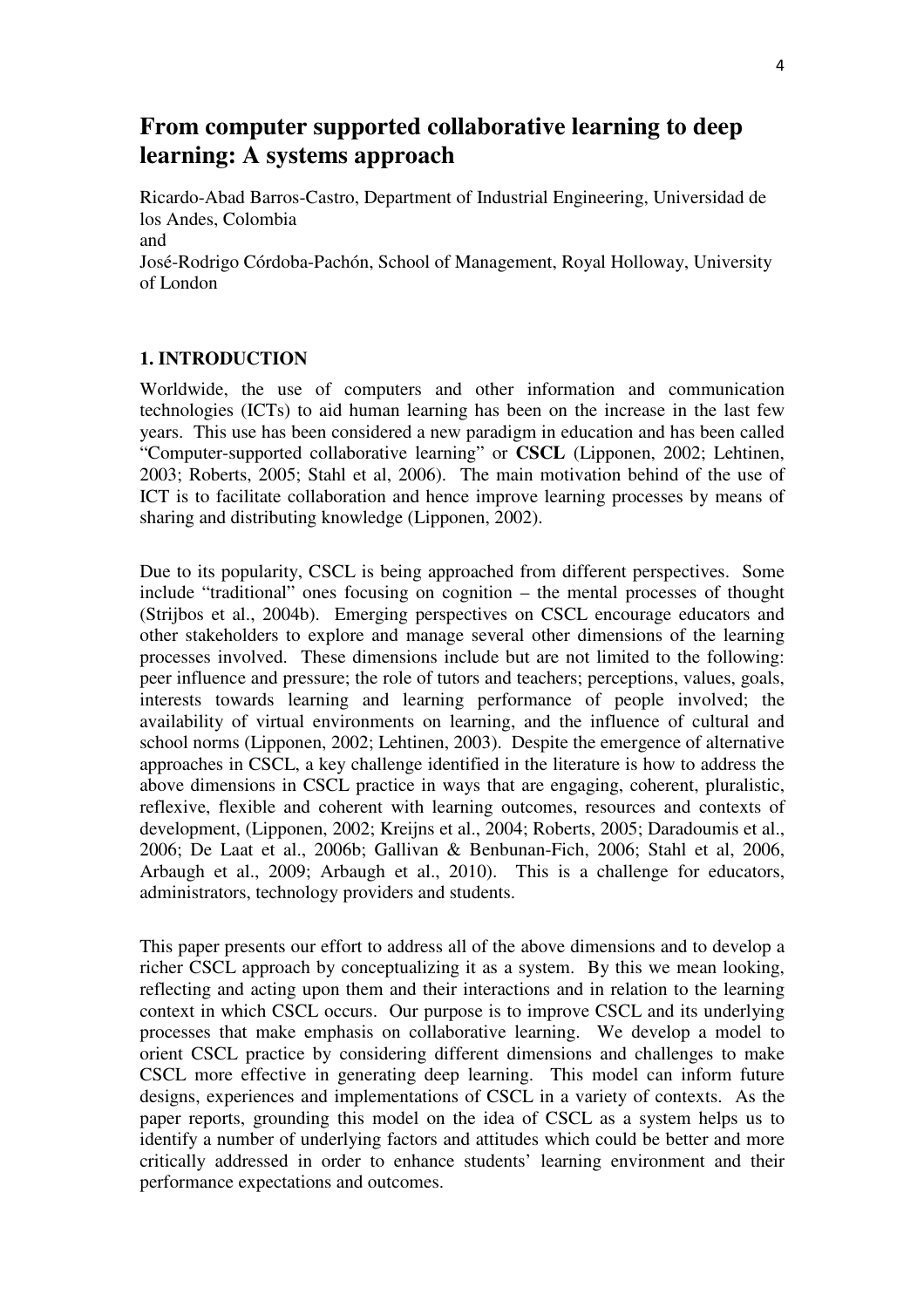# From computer supported collaborative learning to deep learning: A systems approach

Ricardo-Abad Barros-Castro, Department of Industrial Engineering, Universidad de los Andes, Colombia
and
José-Rodrigo Córdoba-Pachón, School of Management, Royal Holloway, University of London

## 1. INTRODUCTION

Worldwide, the use of computers and other information and communication technologies (ICTs) to aid human learning has been on the increase in the last few years. This use has been considered a new paradigm in education and has been called "Computer-supported collaborative learning" or **CSCL** (Lipponen, 2002; Lehtinen, 2003; Roberts, 2005; Stahl et al, 2006). The main motivation behind of the use of ICT is to facilitate collaboration and hence improve learning processes by means of sharing and distributing knowledge (Lipponen, 2002).

Due to its popularity, CSCL is being approached from different perspectives. Some include "traditional" ones focusing on cognition – the mental processes of thought (Strijbos et al., 2004b). Emerging perspectives on CSCL encourage educators and other stakeholders to explore and manage several other dimensions of the learning processes involved. These dimensions include but are not limited to the following: peer influence and pressure; the role of tutors and teachers; perceptions, values, goals, interests towards learning and learning performance of people involved; the availability of virtual environments on learning, and the influence of cultural and school norms (Lipponen, 2002; Lehtinen, 2003). Despite the emergence of alternative approaches in CSCL, a key challenge identified in the literature is how to address the above dimensions in CSCL practice in ways that are engaging, coherent, pluralistic, reflexive, flexible and coherent with learning outcomes, resources and contexts of development, (Lipponen, 2002; Kreijns et al., 2004; Roberts, 2005; Daradoumis et al., 2006; De Laat et al., 2006b; Gallivan & Benbunan-Fich, 2006; Stahl et al, 2006, Arbaugh et al., 2009; Arbaugh et al., 2010). This is a challenge for educators, administrators, technology providers and students.

This paper presents our effort to address all of the above dimensions and to develop a richer CSCL approach by conceptualizing it as a system. By this we mean looking, reflecting and acting upon them and their interactions and in relation to the learning context in which CSCL occurs. Our purpose is to improve CSCL and its underlying processes that make emphasis on collaborative learning. We develop a model to orient CSCL practice by considering different dimensions and challenges to make CSCL more effective in generating deep learning. This model can inform future designs, experiences and implementations of CSCL in a variety of contexts. As the paper reports, grounding this model on the idea of CSCL as a system helps us to identify a number of underlying factors and attitudes which could be better and more critically addressed in order to enhance students' learning environment and their performance expectations and outcomes.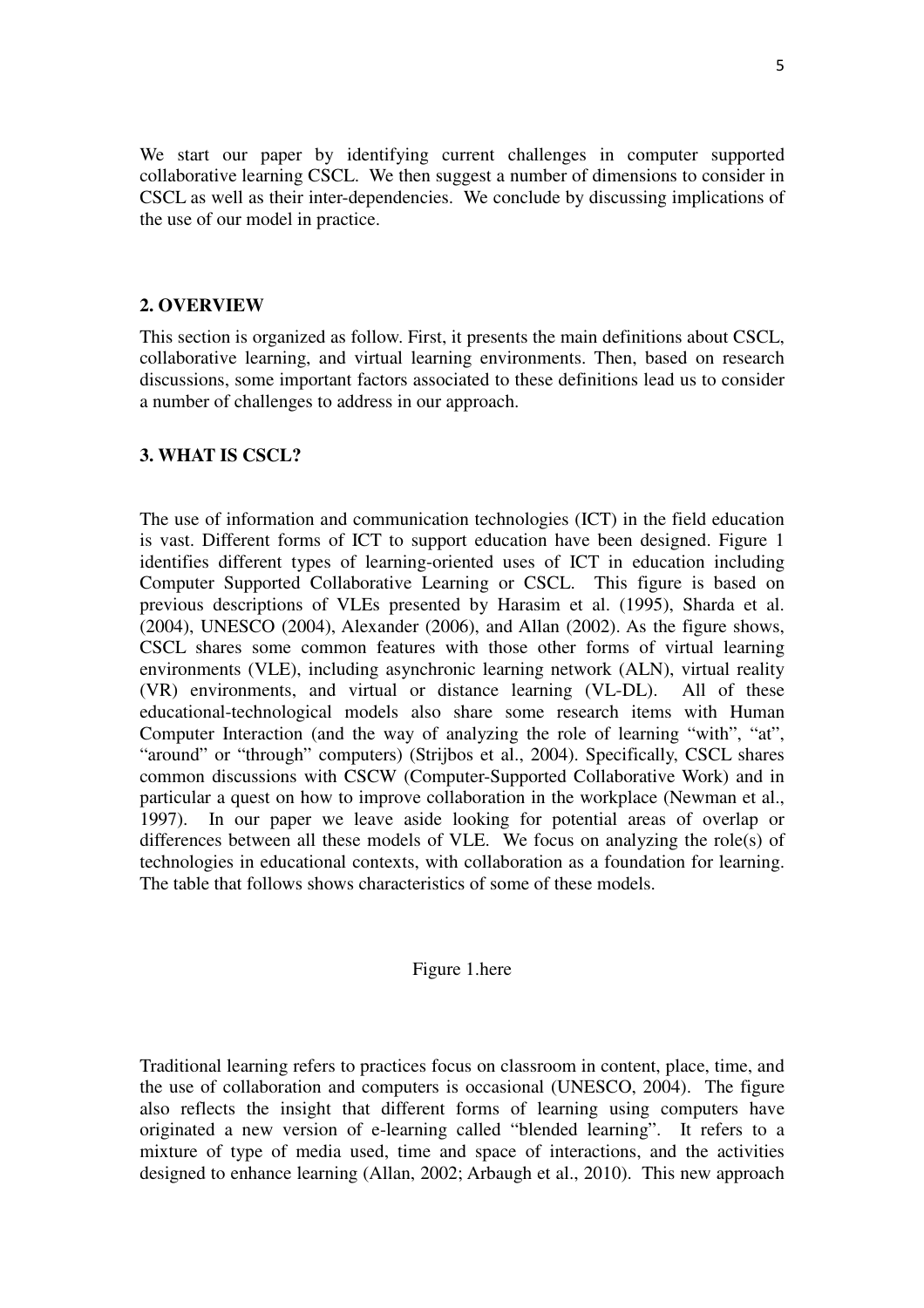We start our paper by identifying current challenges in computer supported collaborative learning CSCL. We then suggest a number of dimensions to consider in CSCL as well as their inter-dependencies. We conclude by discussing implications of the use of our model in practice.

## 2. OVERVIEW

This section is organized as follow. First, it presents the main definitions about CSCL, collaborative learning, and virtual learning environments. Then, based on research discussions, some important factors associated to these definitions lead us to consider a number of challenges to address in our approach.

## 3. WHAT IS CSCL?

The use of information and communication technologies (ICT) in the field education is vast. Different forms of ICT to support education have been designed. Figure 1 identifies different types of learning-oriented uses of ICT in education including Computer Supported Collaborative Learning or CSCL. This figure is based on previous descriptions of VLEs presented by Harasim et al. (1995), Sharda et al. (2004), UNESCO (2004), Alexander (2006), and Allan (2002). As the figure shows, CSCL shares some common features with those other forms of virtual learning environments (VLE), including asynchronic learning network (ALN), virtual reality (VR) environments, and virtual or distance learning (VL-DL). All of these educational-technological models also share some research items with Human Computer Interaction (and the way of analyzing the role of learning "with", "at", "around" or "through" computers) (Strijbos et al., 2004). Specifically, CSCL shares common discussions with CSCW (Computer-Supported Collaborative Work) and in particular a quest on how to improve collaboration in the workplace (Newman et al., 1997). In our paper we leave aside looking for potential areas of overlap or differences between all these models of VLE. We focus on analyzing the role(s) of technologies in educational contexts, with collaboration as a foundation for learning. The table that follows shows characteristics of some of these models.

Figure 1.here

Traditional learning refers to practices focus on classroom in content, place, time, and the use of collaboration and computers is occasional (UNESCO, 2004). The figure also reflects the insight that different forms of learning using computers have originated a new version of e-learning called "blended learning". It refers to a mixture of type of media used, time and space of interactions, and the activities designed to enhance learning (Allan, 2002; Arbaugh et al., 2010). This new approach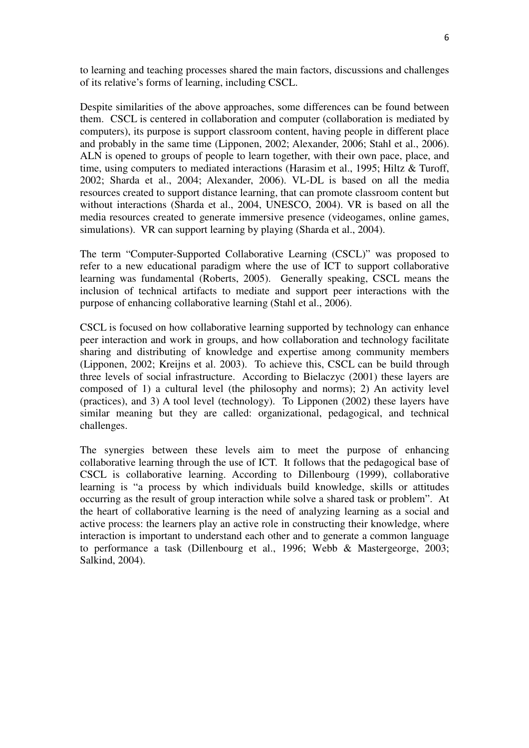to learning and teaching processes shared the main factors, discussions and challenges of its relative's forms of learning, including CSCL.

Despite similarities of the above approaches, some differences can be found between them. CSCL is centered in collaboration and computer (collaboration is mediated by computers), its purpose is support classroom content, having people in different place and probably in the same time (Lipponen, 2002; Alexander, 2006; Stahl et al., 2006). ALN is opened to groups of people to learn together, with their own pace, place, and time, using computers to mediated interactions (Harasim et al., 1995; Hiltz & Turoff, 2002; Sharda et al., 2004; Alexander, 2006). VL-DL is based on all the media resources created to support distance learning, that can promote classroom content but without interactions (Sharda et al., 2004, UNESCO, 2004). VR is based on all the media resources created to generate immersive presence (videogames, online games, simulations). VR can support learning by playing (Sharda et al., 2004).

The term "Computer-Supported Collaborative Learning (CSCL)" was proposed to refer to a new educational paradigm where the use of ICT to support collaborative learning was fundamental (Roberts, 2005). Generally speaking, CSCL means the inclusion of technical artifacts to mediate and support peer interactions with the purpose of enhancing collaborative learning (Stahl et al., 2006).

CSCL is focused on how collaborative learning supported by technology can enhance peer interaction and work in groups, and how collaboration and technology facilitate sharing and distributing of knowledge and expertise among community members (Lipponen, 2002; Kreijns et al. 2003). To achieve this, CSCL can be build through three levels of social infrastructure. According to Bielaczyc (2001) these layers are composed of 1) a cultural level (the philosophy and norms); 2) An activity level (practices), and 3) A tool level (technology). To Lipponen (2002) these layers have similar meaning but they are called: organizational, pedagogical, and technical challenges.

The synergies between these levels aim to meet the purpose of enhancing collaborative learning through the use of ICT. It follows that the pedagogical base of CSCL is collaborative learning. According to Dillenbourg (1999), collaborative learning is "a process by which individuals build knowledge, skills or attitudes occurring as the result of group interaction while solve a shared task or problem". At the heart of collaborative learning is the need of analyzing learning as a social and active process: the learners play an active role in constructing their knowledge, where interaction is important to understand each other and to generate a common language to performance a task (Dillenbourg et al., 1996; Webb & Mastergeorge, 2003; Salkind, 2004).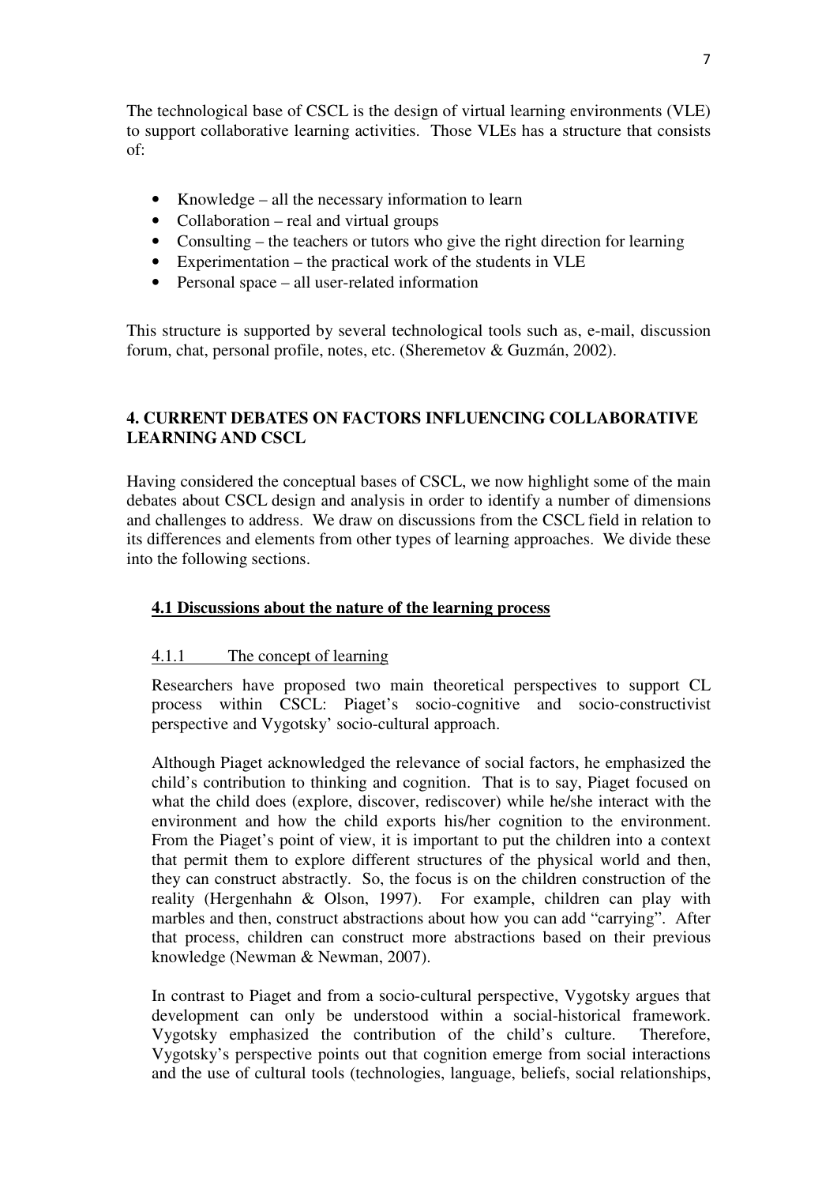The technological base of CSCL is the design of virtual learning environments (VLE) to support collaborative learning activities. Those VLEs has a structure that consists of:

- Knowledge – all the necessary information to learn
- Collaboration – real and virtual groups
- Consulting – the teachers or tutors who give the right direction for learning
- Experimentation – the practical work of the students in VLE
- Personal space – all user-related information

This structure is supported by several technological tools such as, e-mail, discussion forum, chat, personal profile, notes, etc. (Sheremetov & Guzmán, 2002).

## 4. CURRENT DEBATES ON FACTORS INFLUENCING COLLABORATIVE LEARNING AND CSCL

Having considered the conceptual bases of CSCL, we now highlight some of the main debates about CSCL design and analysis in order to identify a number of dimensions and challenges to address. We draw on discussions from the CSCL field in relation to its differences and elements from other types of learning approaches. We divide these into the following sections.

### 4.1 Discussions about the nature of the learning process

#### 4.1.1 The concept of learning

Researchers have proposed two main theoretical perspectives to support CL process within CSCL: Piaget's socio-cognitive and socio-constructivist perspective and Vygotsky' socio-cultural approach.

Although Piaget acknowledged the relevance of social factors, he emphasized the child's contribution to thinking and cognition. That is to say, Piaget focused on what the child does (explore, discover, rediscover) while he/she interact with the environment and how the child exports his/her cognition to the environment. From the Piaget's point of view, it is important to put the children into a context that permit them to explore different structures of the physical world and then, they can construct abstractly. So, the focus is on the children construction of the reality (Hergenhahn & Olson, 1997). For example, children can play with marbles and then, construct abstractions about how you can add "carrying". After that process, children can construct more abstractions based on their previous knowledge (Newman & Newman, 2007).

In contrast to Piaget and from a socio-cultural perspective, Vygotsky argues that development can only be understood within a social-historical framework. Vygotsky emphasized the contribution of the child's culture. Therefore, Vygotsky's perspective points out that cognition emerge from social interactions and the use of cultural tools (technologies, language, beliefs, social relationships,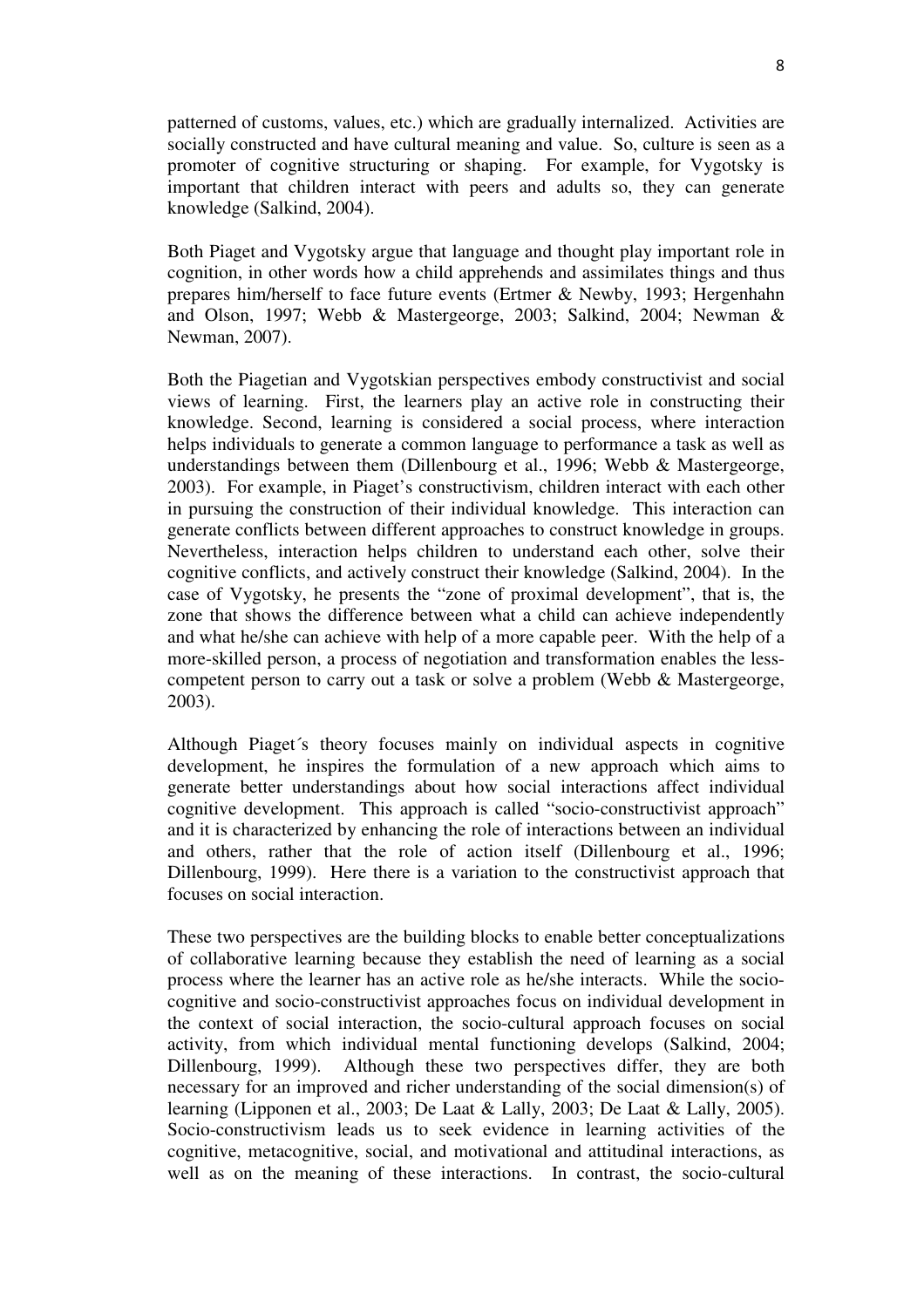patterned of customs, values, etc.) which are gradually internalized. Activities are socially constructed and have cultural meaning and value. So, culture is seen as a promoter of cognitive structuring or shaping. For example, for Vygotsky is important that children interact with peers and adults so, they can generate knowledge (Salkind, 2004).

Both Piaget and Vygotsky argue that language and thought play important role in cognition, in other words how a child apprehends and assimilates things and thus prepares him/herself to face future events (Ertmer & Newby, 1993; Hergenhahn and Olson, 1997; Webb & Mastergeorge, 2003; Salkind, 2004; Newman & Newman, 2007).

Both the Piagetian and Vygotskian perspectives embody constructivist and social views of learning. First, the learners play an active role in constructing their knowledge. Second, learning is considered a social process, where interaction helps individuals to generate a common language to performance a task as well as understandings between them (Dillenbourg et al., 1996; Webb & Mastergeorge, 2003). For example, in Piaget's constructivism, children interact with each other in pursuing the construction of their individual knowledge. This interaction can generate conflicts between different approaches to construct knowledge in groups. Nevertheless, interaction helps children to understand each other, solve their cognitive conflicts, and actively construct their knowledge (Salkind, 2004). In the case of Vygotsky, he presents the "zone of proximal development", that is, the zone that shows the difference between what a child can achieve independently and what he/she can achieve with help of a more capable peer. With the help of a more-skilled person, a process of negotiation and transformation enables the less-competent person to carry out a task or solve a problem (Webb & Mastergeorge, 2003).

Although Piaget´s theory focuses mainly on individual aspects in cognitive development, he inspires the formulation of a new approach which aims to generate better understandings about how social interactions affect individual cognitive development. This approach is called "socio-constructivist approach" and it is characterized by enhancing the role of interactions between an individual and others, rather that the role of action itself (Dillenbourg et al., 1996; Dillenbourg, 1999). Here there is a variation to the constructivist approach that focuses on social interaction.

These two perspectives are the building blocks to enable better conceptualizations of collaborative learning because they establish the need of learning as a social process where the learner has an active role as he/she interacts. While the socio-cognitive and socio-constructivist approaches focus on individual development in the context of social interaction, the socio-cultural approach focuses on social activity, from which individual mental functioning develops (Salkind, 2004; Dillenbourg, 1999). Although these two perspectives differ, they are both necessary for an improved and richer understanding of the social dimension(s) of learning (Lipponen et al., 2003; De Laat & Lally, 2003; De Laat & Lally, 2005). Socio-constructivism leads us to seek evidence in learning activities of the cognitive, metacognitive, social, and motivational and attitudinal interactions, as well as on the meaning of these interactions. In contrast, the socio-cultural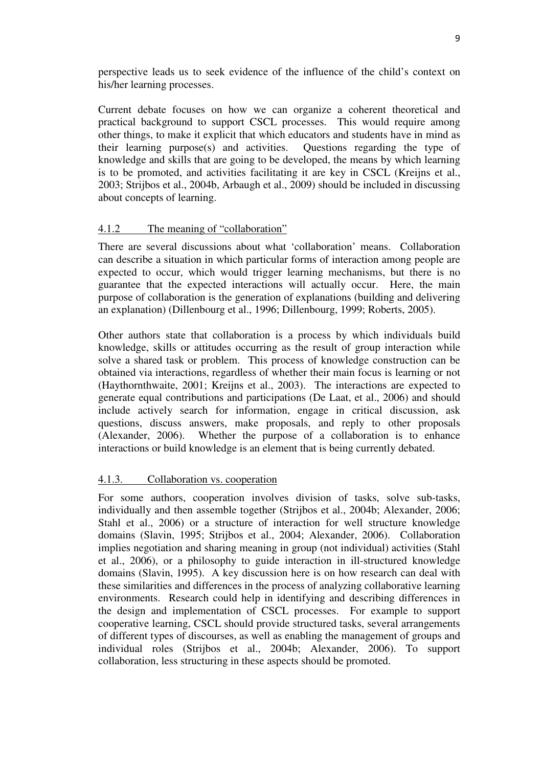perspective leads us to seek evidence of the influence of the child's context on his/her learning processes.

Current debate focuses on how we can organize a coherent theoretical and practical background to support CSCL processes. This would require among other things, to make it explicit that which educators and students have in mind as their learning purpose(s) and activities. Questions regarding the type of knowledge and skills that are going to be developed, the means by which learning is to be promoted, and activities facilitating it are key in CSCL (Kreijns et al., 2003; Strijbos et al., 2004b, Arbaugh et al., 2009) should be included in discussing about concepts of learning.

### 4.1.2 The meaning of "collaboration"

There are several discussions about what 'collaboration' means. Collaboration can describe a situation in which particular forms of interaction among people are expected to occur, which would trigger learning mechanisms, but there is no guarantee that the expected interactions will actually occur. Here, the main purpose of collaboration is the generation of explanations (building and delivering an explanation) (Dillenbourg et al., 1996; Dillenbourg, 1999; Roberts, 2005).

Other authors state that collaboration is a process by which individuals build knowledge, skills or attitudes occurring as the result of group interaction while solve a shared task or problem. This process of knowledge construction can be obtained via interactions, regardless of whether their main focus is learning or not (Haythornthwaite, 2001; Kreijns et al., 2003). The interactions are expected to generate equal contributions and participations (De Laat, et al., 2006) and should include actively search for information, engage in critical discussion, ask questions, discuss answers, make proposals, and reply to other proposals (Alexander, 2006). Whether the purpose of a collaboration is to enhance interactions or build knowledge is an element that is being currently debated.

### 4.1.3. Collaboration vs. cooperation

For some authors, cooperation involves division of tasks, solve sub-tasks, individually and then assemble together (Strijbos et al., 2004b; Alexander, 2006; Stahl et al., 2006) or a structure of interaction for well structure knowledge domains (Slavin, 1995; Strijbos et al., 2004; Alexander, 2006). Collaboration implies negotiation and sharing meaning in group (not individual) activities (Stahl et al., 2006), or a philosophy to guide interaction in ill-structured knowledge domains (Slavin, 1995). A key discussion here is on how research can deal with these similarities and differences in the process of analyzing collaborative learning environments. Research could help in identifying and describing differences in the design and implementation of CSCL processes. For example to support cooperative learning, CSCL should provide structured tasks, several arrangements of different types of discourses, as well as enabling the management of groups and individual roles (Strijbos et al., 2004b; Alexander, 2006). To support collaboration, less structuring in these aspects should be promoted.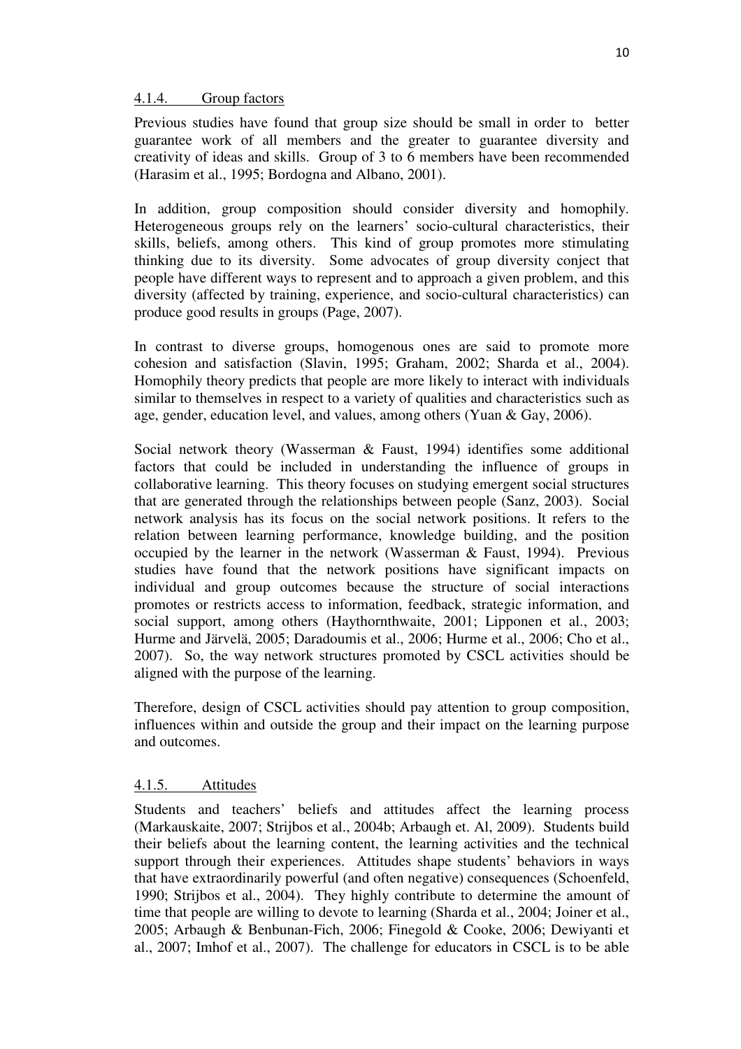#### 4.1.4. Group factors

Previous studies have found that group size should be small in order to better guarantee work of all members and the greater to guarantee diversity and creativity of ideas and skills. Group of 3 to 6 members have been recommended (Harasim et al., 1995; Bordogna and Albano, 2001).

In addition, group composition should consider diversity and homophily. Heterogeneous groups rely on the learners' socio-cultural characteristics, their skills, beliefs, among others. This kind of group promotes more stimulating thinking due to its diversity. Some advocates of group diversity conject that people have different ways to represent and to approach a given problem, and this diversity (affected by training, experience, and socio-cultural characteristics) can produce good results in groups (Page, 2007).

In contrast to diverse groups, homogenous ones are said to promote more cohesion and satisfaction (Slavin, 1995; Graham, 2002; Sharda et al., 2004). Homophily theory predicts that people are more likely to interact with individuals similar to themselves in respect to a variety of qualities and characteristics such as age, gender, education level, and values, among others (Yuan & Gay, 2006).

Social network theory (Wasserman & Faust, 1994) identifies some additional factors that could be included in understanding the influence of groups in collaborative learning. This theory focuses on studying emergent social structures that are generated through the relationships between people (Sanz, 2003). Social network analysis has its focus on the social network positions. It refers to the relation between learning performance, knowledge building, and the position occupied by the learner in the network (Wasserman & Faust, 1994). Previous studies have found that the network positions have significant impacts on individual and group outcomes because the structure of social interactions promotes or restricts access to information, feedback, strategic information, and social support, among others (Haythornthwaite, 2001; Lipponen et al., 2003; Hurme and Järvelä, 2005; Daradoumis et al., 2006; Hurme et al., 2006; Cho et al., 2007). So, the way network structures promoted by CSCL activities should be aligned with the purpose of the learning.

Therefore, design of CSCL activities should pay attention to group composition, influences within and outside the group and their impact on the learning purpose and outcomes.

#### 4.1.5. Attitudes

Students and teachers' beliefs and attitudes affect the learning process (Markauskaite, 2007; Strijbos et al., 2004b; Arbaugh et. Al, 2009). Students build their beliefs about the learning content, the learning activities and the technical support through their experiences. Attitudes shape students' behaviors in ways that have extraordinarily powerful (and often negative) consequences (Schoenfeld, 1990; Strijbos et al., 2004). They highly contribute to determine the amount of time that people are willing to devote to learning (Sharda et al., 2004; Joiner et al., 2005; Arbaugh & Benbunan-Fich, 2006; Finegold & Cooke, 2006; Dewiyanti et al., 2007; Imhof et al., 2007). The challenge for educators in CSCL is to be able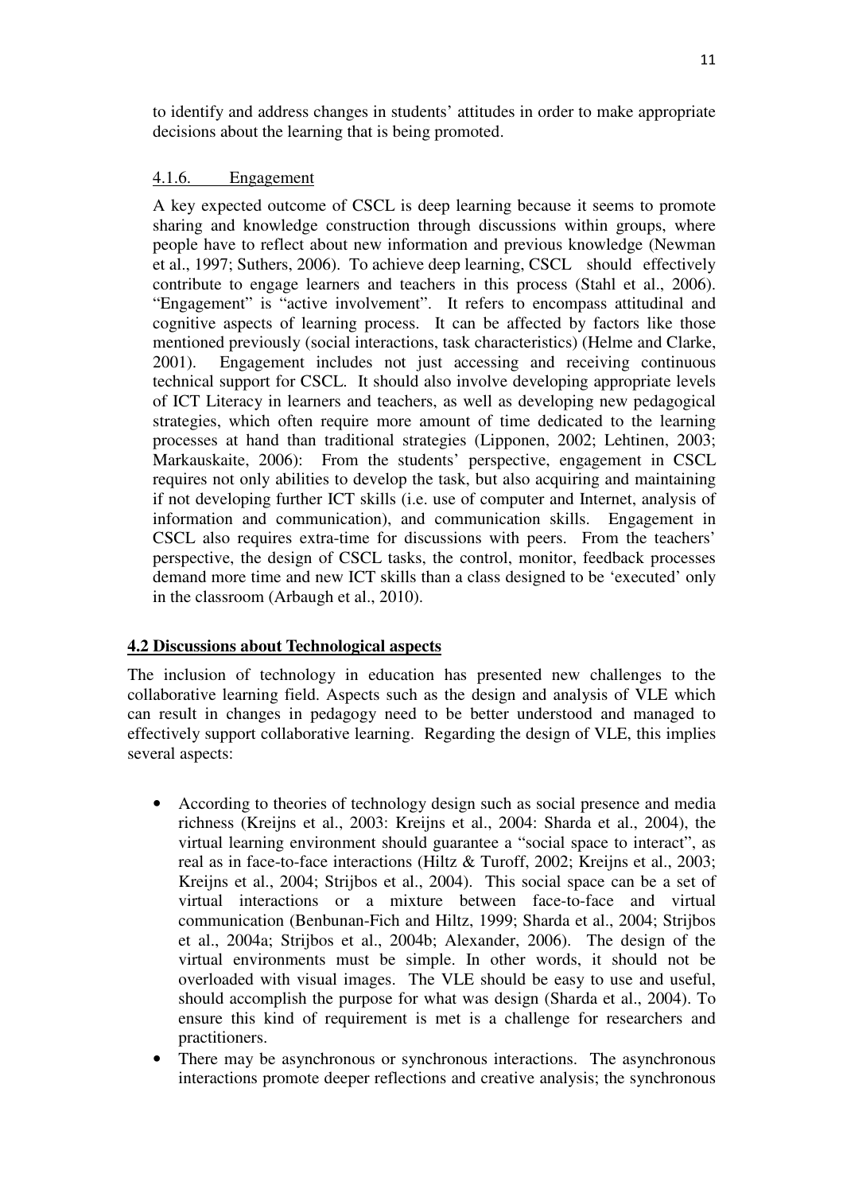to identify and address changes in students' attitudes in order to make appropriate decisions about the learning that is being promoted.

#### 4.1.6. Engagement

A key expected outcome of CSCL is deep learning because it seems to promote sharing and knowledge construction through discussions within groups, where people have to reflect about new information and previous knowledge (Newman et al., 1997; Suthers, 2006). To achieve deep learning, CSCL should effectively contribute to engage learners and teachers in this process (Stahl et al., 2006). "Engagement" is "active involvement". It refers to encompass attitudinal and cognitive aspects of learning process. It can be affected by factors like those mentioned previously (social interactions, task characteristics) (Helme and Clarke, 2001). Engagement includes not just accessing and receiving continuous technical support for CSCL. It should also involve developing appropriate levels of ICT Literacy in learners and teachers, as well as developing new pedagogical strategies, which often require more amount of time dedicated to the learning processes at hand than traditional strategies (Lipponen, 2002; Lehtinen, 2003; Markauskaite, 2006): From the students' perspective, engagement in CSCL requires not only abilities to develop the task, but also acquiring and maintaining if not developing further ICT skills (i.e. use of computer and Internet, analysis of information and communication), and communication skills. Engagement in CSCL also requires extra-time for discussions with peers. From the teachers' perspective, the design of CSCL tasks, the control, monitor, feedback processes demand more time and new ICT skills than a class designed to be 'executed' only in the classroom (Arbaugh et al., 2010).

### 4.2 Discussions about Technological aspects

The inclusion of technology in education has presented new challenges to the collaborative learning field. Aspects such as the design and analysis of VLE which can result in changes in pedagogy need to be better understood and managed to effectively support collaborative learning. Regarding the design of VLE, this implies several aspects:

- According to theories of technology design such as social presence and media richness (Kreijns et al., 2003: Kreijns et al., 2004: Sharda et al., 2004), the virtual learning environment should guarantee a "social space to interact", as real as in face-to-face interactions (Hiltz & Turoff, 2002; Kreijns et al., 2003; Kreijns et al., 2004; Strijbos et al., 2004). This social space can be a set of virtual interactions or a mixture between face-to-face and virtual communication (Benbunan-Fich and Hiltz, 1999; Sharda et al., 2004; Strijbos et al., 2004a; Strijbos et al., 2004b; Alexander, 2006). The design of the virtual environments must be simple. In other words, it should not be overloaded with visual images. The VLE should be easy to use and useful, should accomplish the purpose for what was design (Sharda et al., 2004). To ensure this kind of requirement is met is a challenge for researchers and practitioners.
- There may be asynchronous or synchronous interactions. The asynchronous interactions promote deeper reflections and creative analysis; the synchronous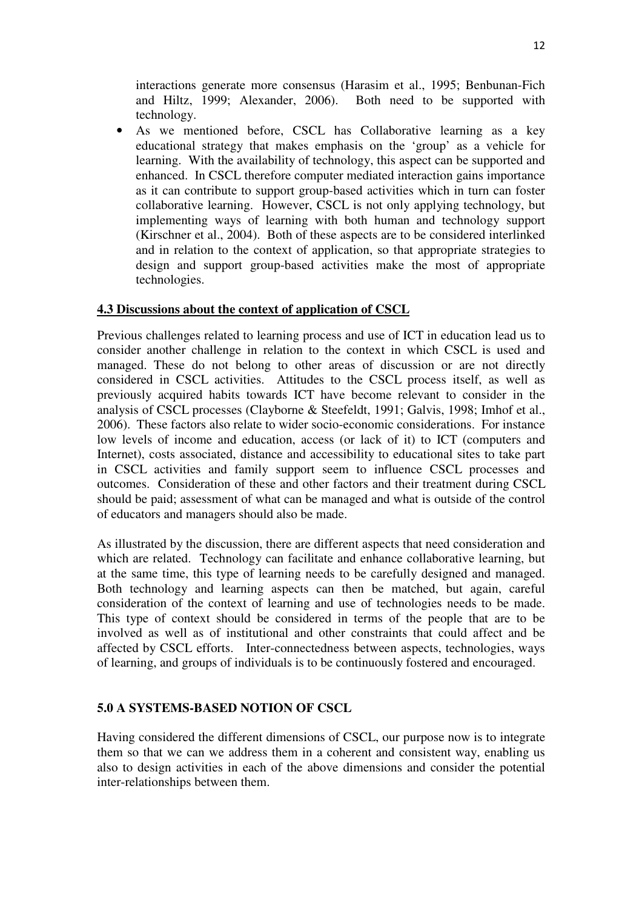interactions generate more consensus (Harasim et al., 1995; Benbunan-Fich and Hiltz, 1999; Alexander, 2006). Both need to be supported with technology.

- As we mentioned before, CSCL has Collaborative learning as a key educational strategy that makes emphasis on the 'group' as a vehicle for learning. With the availability of technology, this aspect can be supported and enhanced. In CSCL therefore computer mediated interaction gains importance as it can contribute to support group-based activities which in turn can foster collaborative learning. However, CSCL is not only applying technology, but implementing ways of learning with both human and technology support (Kirschner et al., 2004). Both of these aspects are to be considered interlinked and in relation to the context of application, so that appropriate strategies to design and support group-based activities make the most of appropriate technologies.

### 4.3 Discussions about the context of application of CSCL

Previous challenges related to learning process and use of ICT in education lead us to consider another challenge in relation to the context in which CSCL is used and managed. These do not belong to other areas of discussion or are not directly considered in CSCL activities. Attitudes to the CSCL process itself, as well as previously acquired habits towards ICT have become relevant to consider in the analysis of CSCL processes (Clayborne & Steefeldt, 1991; Galvis, 1998; Imhof et al., 2006). These factors also relate to wider socio-economic considerations. For instance low levels of income and education, access (or lack of it) to ICT (computers and Internet), costs associated, distance and accessibility to educational sites to take part in CSCL activities and family support seem to influence CSCL processes and outcomes. Consideration of these and other factors and their treatment during CSCL should be paid; assessment of what can be managed and what is outside of the control of educators and managers should also be made.

As illustrated by the discussion, there are different aspects that need consideration and which are related. Technology can facilitate and enhance collaborative learning, but at the same time, this type of learning needs to be carefully designed and managed. Both technology and learning aspects can then be matched, but again, careful consideration of the context of learning and use of technologies needs to be made. This type of context should be considered in terms of the people that are to be involved as well as of institutional and other constraints that could affect and be affected by CSCL efforts. Inter-connectedness between aspects, technologies, ways of learning, and groups of individuals is to be continuously fostered and encouraged.

## 5.0 A SYSTEMS-BASED NOTION OF CSCL

Having considered the different dimensions of CSCL, our purpose now is to integrate them so that we can we address them in a coherent and consistent way, enabling us also to design activities in each of the above dimensions and consider the potential inter-relationships between them.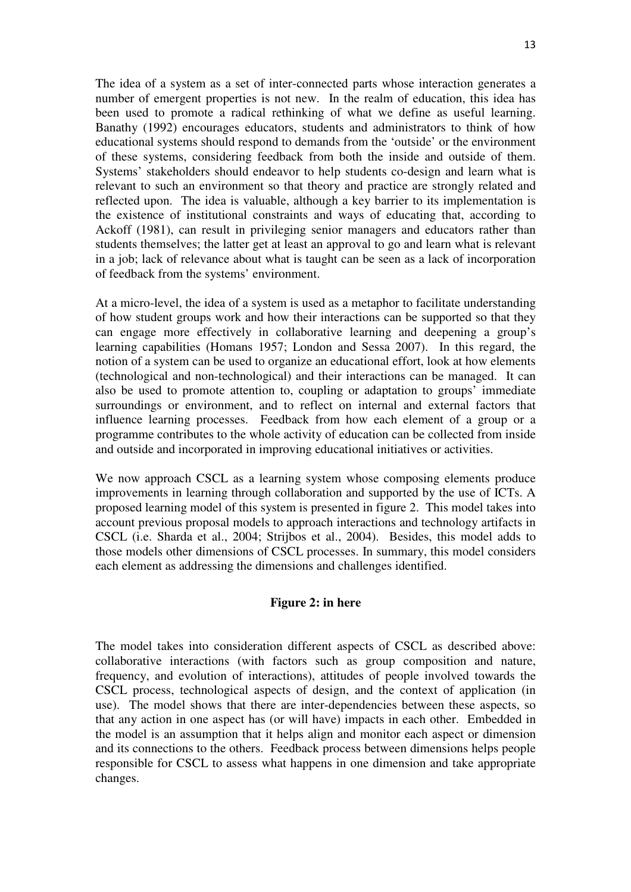The idea of a system as a set of inter-connected parts whose interaction generates a number of emergent properties is not new. In the realm of education, this idea has been used to promote a radical rethinking of what we define as useful learning. Banathy (1992) encourages educators, students and administrators to think of how educational systems should respond to demands from the 'outside' or the environment of these systems, considering feedback from both the inside and outside of them. Systems' stakeholders should endeavor to help students co-design and learn what is relevant to such an environment so that theory and practice are strongly related and reflected upon. The idea is valuable, although a key barrier to its implementation is the existence of institutional constraints and ways of educating that, according to Ackoff (1981), can result in privileging senior managers and educators rather than students themselves; the latter get at least an approval to go and learn what is relevant in a job; lack of relevance about what is taught can be seen as a lack of incorporation of feedback from the systems' environment.

At a micro-level, the idea of a system is used as a metaphor to facilitate understanding of how student groups work and how their interactions can be supported so that they can engage more effectively in collaborative learning and deepening a group's learning capabilities (Homans 1957; London and Sessa 2007). In this regard, the notion of a system can be used to organize an educational effort, look at how elements (technological and non-technological) and their interactions can be managed. It can also be used to promote attention to, coupling or adaptation to groups' immediate surroundings or environment, and to reflect on internal and external factors that influence learning processes. Feedback from how each element of a group or a programme contributes to the whole activity of education can be collected from inside and outside and incorporated in improving educational initiatives or activities.

We now approach CSCL as a learning system whose composing elements produce improvements in learning through collaboration and supported by the use of ICTs. A proposed learning model of this system is presented in figure 2. This model takes into account previous proposal models to approach interactions and technology artifacts in CSCL (i.e. Sharda et al., 2004; Strijbos et al., 2004). Besides, this model adds to those models other dimensions of CSCL processes. In summary, this model considers each element as addressing the dimensions and challenges identified.

**Figure 2: in here**

The model takes into consideration different aspects of CSCL as described above: collaborative interactions (with factors such as group composition and nature, frequency, and evolution of interactions), attitudes of people involved towards the CSCL process, technological aspects of design, and the context of application (in use). The model shows that there are inter-dependencies between these aspects, so that any action in one aspect has (or will have) impacts in each other. Embedded in the model is an assumption that it helps align and monitor each aspect or dimension and its connections to the others. Feedback process between dimensions helps people responsible for CSCL to assess what happens in one dimension and take appropriate changes.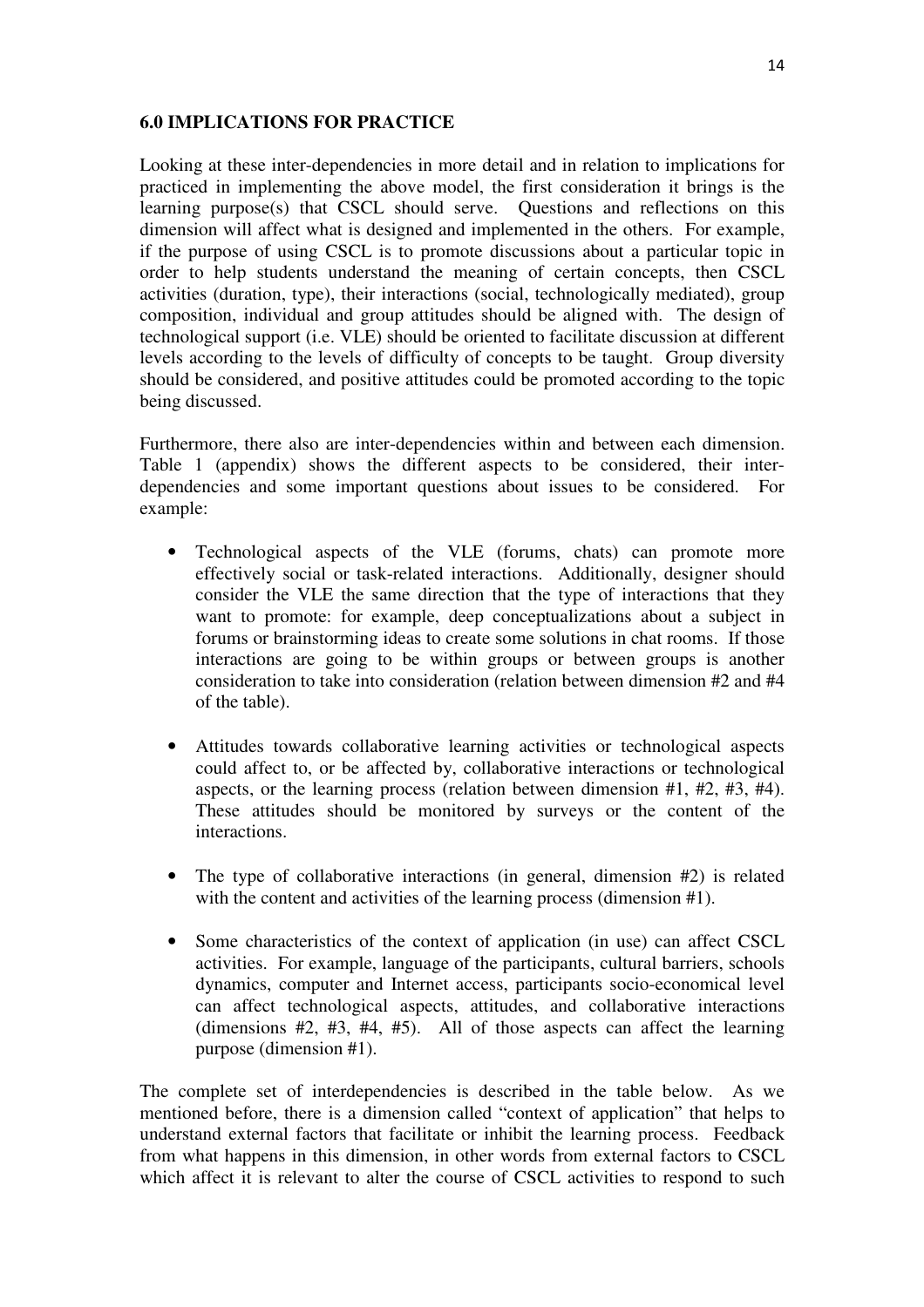## 6.0 IMPLICATIONS FOR PRACTICE

Looking at these inter-dependencies in more detail and in relation to implications for practiced in implementing the above model, the first consideration it brings is the learning purpose(s) that CSCL should serve. Questions and reflections on this dimension will affect what is designed and implemented in the others. For example, if the purpose of using CSCL is to promote discussions about a particular topic in order to help students understand the meaning of certain concepts, then CSCL activities (duration, type), their interactions (social, technologically mediated), group composition, individual and group attitudes should be aligned with. The design of technological support (i.e. VLE) should be oriented to facilitate discussion at different levels according to the levels of difficulty of concepts to be taught. Group diversity should be considered, and positive attitudes could be promoted according to the topic being discussed.

Furthermore, there also are inter-dependencies within and between each dimension. Table 1 (appendix) shows the different aspects to be considered, their inter-dependencies and some important questions about issues to be considered. For example:

- Technological aspects of the VLE (forums, chats) can promote more effectively social or task-related interactions. Additionally, designer should consider the VLE the same direction that the type of interactions that they want to promote: for example, deep conceptualizations about a subject in forums or brainstorming ideas to create some solutions in chat rooms. If those interactions are going to be within groups or between groups is another consideration to take into consideration (relation between dimension #2 and #4 of the table).

- Attitudes towards collaborative learning activities or technological aspects could affect to, or be affected by, collaborative interactions or technological aspects, or the learning process (relation between dimension #1, #2, #3, #4). These attitudes should be monitored by surveys or the content of the interactions.

- The type of collaborative interactions (in general, dimension #2) is related with the content and activities of the learning process (dimension #1).

- Some characteristics of the context of application (in use) can affect CSCL activities. For example, language of the participants, cultural barriers, schools dynamics, computer and Internet access, participants socio-economical level can affect technological aspects, attitudes, and collaborative interactions (dimensions #2, #3, #4, #5). All of those aspects can affect the learning purpose (dimension #1).

The complete set of interdependencies is described in the table below. As we mentioned before, there is a dimension called "context of application" that helps to understand external factors that facilitate or inhibit the learning process. Feedback from what happens in this dimension, in other words from external factors to CSCL which affect it is relevant to alter the course of CSCL activities to respond to such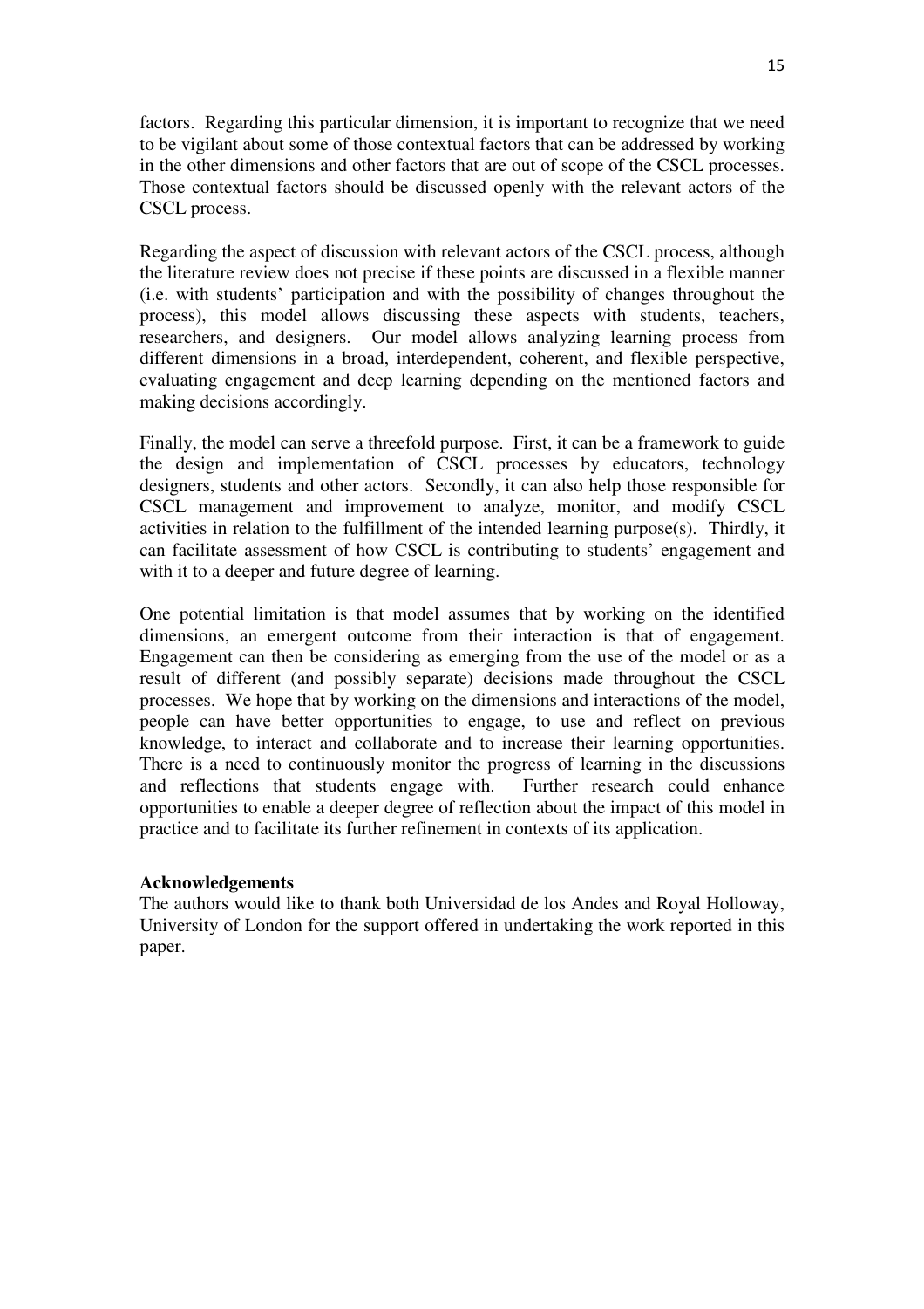factors. Regarding this particular dimension, it is important to recognize that we need to be vigilant about some of those contextual factors that can be addressed by working in the other dimensions and other factors that are out of scope of the CSCL processes. Those contextual factors should be discussed openly with the relevant actors of the CSCL process.

Regarding the aspect of discussion with relevant actors of the CSCL process, although the literature review does not precise if these points are discussed in a flexible manner (i.e. with students' participation and with the possibility of changes throughout the process), this model allows discussing these aspects with students, teachers, researchers, and designers. Our model allows analyzing learning process from different dimensions in a broad, interdependent, coherent, and flexible perspective, evaluating engagement and deep learning depending on the mentioned factors and making decisions accordingly.

Finally, the model can serve a threefold purpose. First, it can be a framework to guide the design and implementation of CSCL processes by educators, technology designers, students and other actors. Secondly, it can also help those responsible for CSCL management and improvement to analyze, monitor, and modify CSCL activities in relation to the fulfillment of the intended learning purpose(s). Thirdly, it can facilitate assessment of how CSCL is contributing to students' engagement and with it to a deeper and future degree of learning.

One potential limitation is that model assumes that by working on the identified dimensions, an emergent outcome from their interaction is that of engagement. Engagement can then be considering as emerging from the use of the model or as a result of different (and possibly separate) decisions made throughout the CSCL processes. We hope that by working on the dimensions and interactions of the model, people can have better opportunities to engage, to use and reflect on previous knowledge, to interact and collaborate and to increase their learning opportunities. There is a need to continuously monitor the progress of learning in the discussions and reflections that students engage with. Further research could enhance opportunities to enable a deeper degree of reflection about the impact of this model in practice and to facilitate its further refinement in contexts of its application.

**Acknowledgements**

The authors would like to thank both Universidad de los Andes and Royal Holloway, University of London for the support offered in undertaking the work reported in this paper.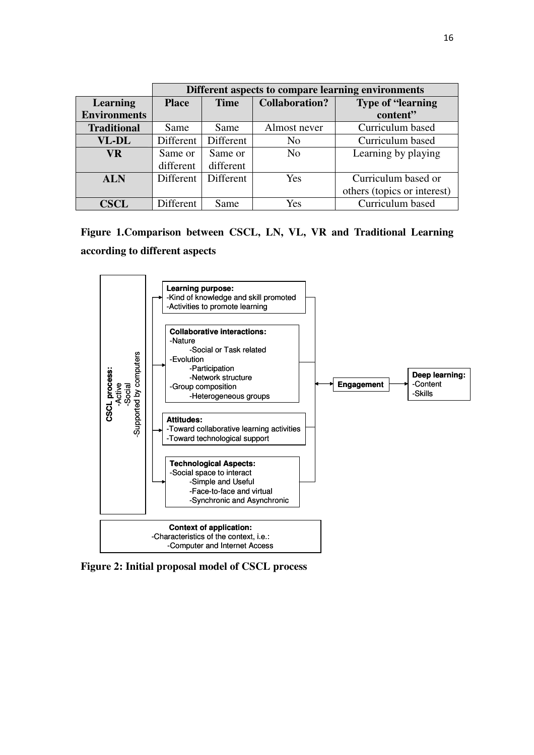| | Different aspects to compare learning environments | | | |
|---|---|---|---|---|
| **Learning Environments** | **Place** | **Time** | **Collaboration?** | **Type of "learning content"** |
| **Traditional** | Same | Same | Almost never | Curriculum based |
| **VL-DL** | Different | Different | No | Curriculum based |
| **VR** | Same or different | Same or different | No | Learning by playing |
| **ALN** | Different | Different | Yes | Curriculum based or others (topics or interest) |
| **CSCL** | Different | Same | Yes | Curriculum based |

**Figure 1.Comparison between CSCL, LN, VL, VR and Traditional Learning according to different aspects**

**CSCL process:**
-Active
-Social
-Supported by computers

**Learning purpose:**
-Kind of knowledge and skill promoted
-Activities to promote learning

**Collaborative interactions:**
-Nature
-Social or Task related
-Evolution
-Participation
-Network structure
-Group composition
-Heterogeneous groups

**Attitudes:**
-Toward collaborative learning activities
-Toward technological support

**Technological Aspects:**
-Social space to interact
-Simple and Useful
-Face-to-face and virtual
-Synchronic and Asynchronic

**Engagement**

**Deep learning:**
-Content
-Skills

**Context of application:**
-Characteristics of the context, i.e.:
-Computer and Internet Access

**Figure 2: Initial proposal model of CSCL process**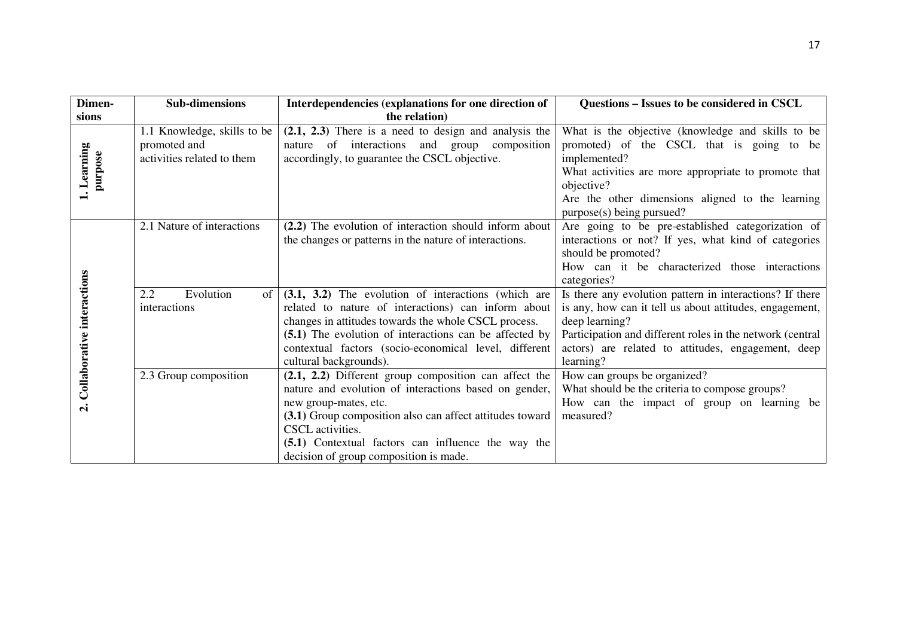| Dimen-sions | Sub-dimensions | Interdependencies (explanations for one direction of the relation) | Questions – Issues to be considered in CSCL |
|---|---|---|---|
| **1. Learning purpose** | 1.1 Knowledge, skills to be promoted and activities related to them | **(2.1, 2.3)** There is a need to design and analysis the nature of interactions and group composition accordingly, to guarantee the CSCL objective. | What is the objective (knowledge and skills to be promoted) of the CSCL that is going to be implemented?<br>What activities are more appropriate to promote that objective?<br>Are the other dimensions aligned to the learning purpose(s) being pursued? |
| **2. Collaborative interactions** | 2.1 Nature of interactions | **(2.2)** The evolution of interaction should inform about the changes or patterns in the nature of interactions. | Are going to be pre-established categorization of interactions or not? If yes, what kind of categories should be promoted?<br>How can it be characterized those interactions categories? |
| | 2.2 Evolution of interactions | **(3.1, 3.2)** The evolution of interactions (which are related to nature of interactions) can inform about changes in attitudes towards the whole CSCL process.<br>**(5.1)** The evolution of interactions can be affected by contextual factors (socio-economical level, different cultural backgrounds). | Is there any evolution pattern in interactions? If there is any, how can it tell us about attitudes, engagement, deep learning?<br>Participation and different roles in the network (central actors) are related to attitudes, engagement, deep learning? |
| | 2.3 Group composition | **(2.1, 2.2)** Different group composition can affect the nature and evolution of interactions based on gender, new group-mates, etc.<br>**(3.1)** Group composition also can affect attitudes toward CSCL activities.<br>**(5.1)** Contextual factors can influence the way the decision of group composition is made. | How can groups be organized?<br>What should be the criteria to compose groups?<br>How can the impact of group on learning be measured? |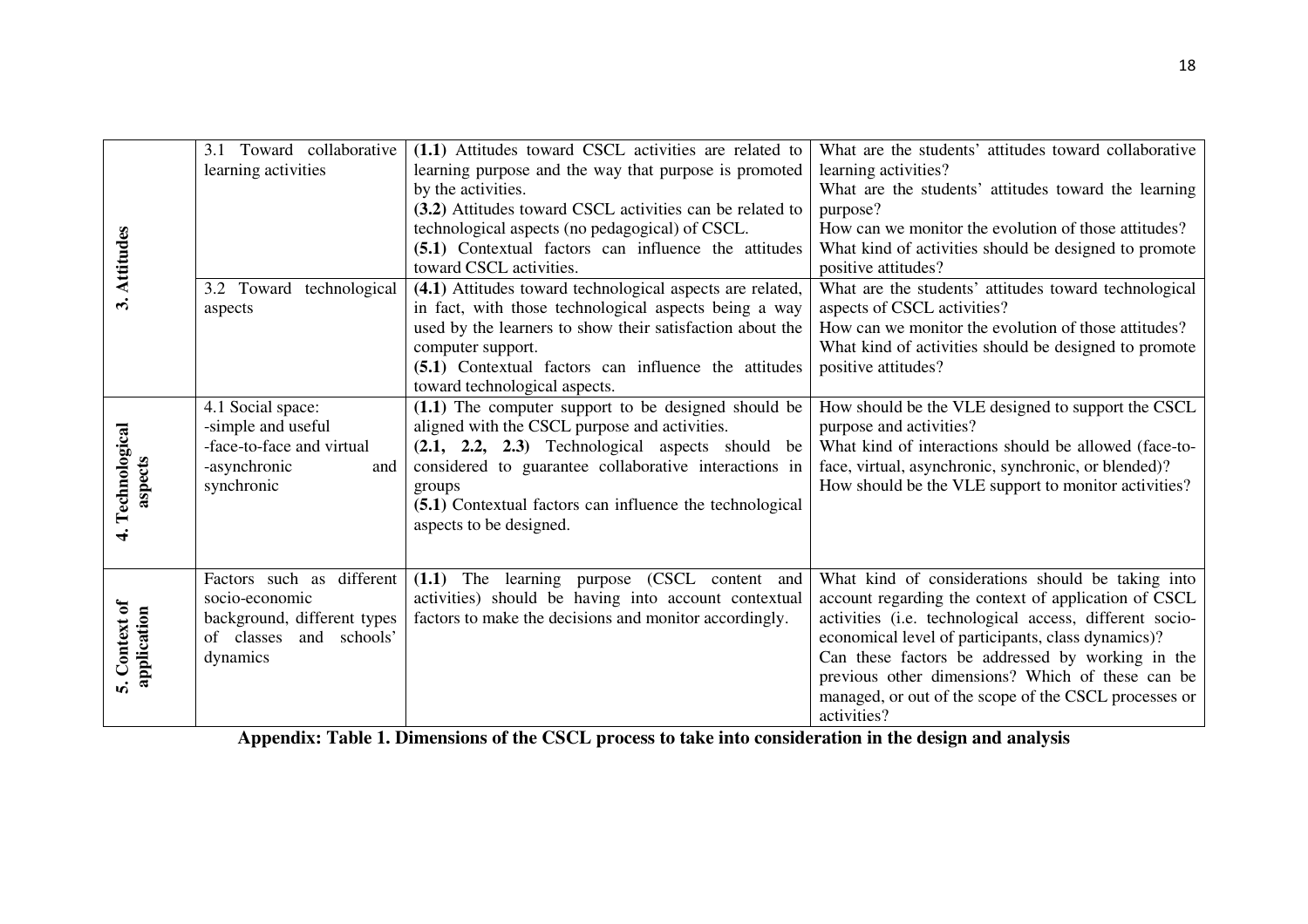| | | | |
|---|---|---|---|
| **3. Attitudes** | 3.1 Toward collaborative learning activities | **(1.1)** Attitudes toward CSCL activities are related to learning purpose and the way that purpose is promoted by the activities.<br>**(3.2)** Attitudes toward CSCL activities can be related to technological aspects (no pedagogical) of CSCL.<br>**(5.1)** Contextual factors can influence the attitudes toward CSCL activities. | What are the students' attitudes toward collaborative learning activities?<br>What are the students' attitudes toward the learning purpose?<br>How can we monitor the evolution of those attitudes?<br>What kind of activities should be designed to promote positive attitudes? |
| | 3.2 Toward technological aspects | **(4.1)** Attitudes toward technological aspects are related, in fact, with those technological aspects being a way used by the learners to show their satisfaction about the computer support.<br>**(5.1)** Contextual factors can influence the attitudes toward technological aspects. | What are the students' attitudes toward technological aspects of CSCL activities?<br>How can we monitor the evolution of those attitudes?<br>What kind of activities should be designed to promote positive attitudes? |
| **4. Technological aspects** | 4.1 Social space:<br>-simple and useful<br>-face-to-face and virtual<br>-asynchronic and synchronic | **(1.1)** The computer support to be designed should be aligned with the CSCL purpose and activities.<br>**(2.1, 2.2, 2.3)** Technological aspects should be considered to guarantee collaborative interactions in groups<br>**(5.1)** Contextual factors can influence the technological aspects to be designed. | How should be the VLE designed to support the CSCL purpose and activities?<br>What kind of interactions should be allowed (face-to-face, virtual, asynchronic, synchronic, or blended)?<br>How should be the VLE support to monitor activities? |
| **5. Context of application** | Factors such as different socio-economic background, different types of classes and schools' dynamics | **(1.1)** The learning purpose (CSCL content and activities) should be having into account contextual factors to make the decisions and monitor accordingly. | What kind of considerations should be taking into account regarding the context of application of CSCL activities (i.e. technological access, different socio-economical level of participants, class dynamics)?<br>Can these factors be addressed by working in the previous other dimensions? Which of these can be managed, or out of the scope of the CSCL processes or activities? |

**Appendix: Table 1. Dimensions of the CSCL process to take into consideration in the design and analysis**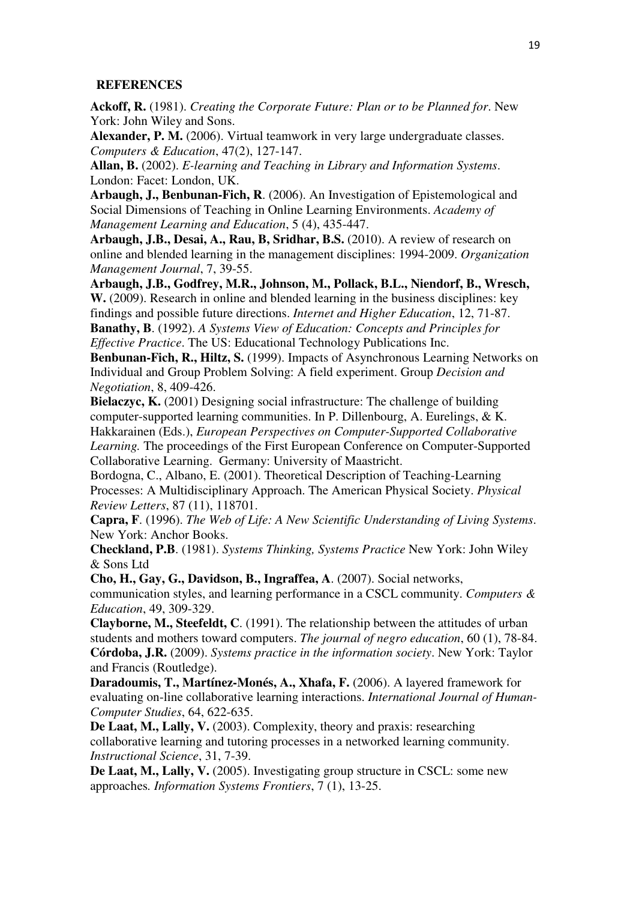## REFERENCES

**Ackoff, R.** (1981). *Creating the Corporate Future: Plan or to be Planned for*. New York: John Wiley and Sons.

**Alexander, P. M.** (2006). Virtual teamwork in very large undergraduate classes. *Computers & Education*, 47(2), 127-147.

**Allan, B.** (2002). *E-learning and Teaching in Library and Information Systems*. London: Facet: London, UK.

**Arbaugh, J., Benbunan-Fich, R**. (2006). An Investigation of Epistemological and Social Dimensions of Teaching in Online Learning Environments. *Academy of Management Learning and Education*, 5 (4), 435-447.

**Arbaugh, J.B., Desai, A., Rau, B, Sridhar, B.S.** (2010). A review of research on online and blended learning in the management disciplines: 1994-2009. *Organization Management Journal*, 7, 39-55.

**Arbaugh, J.B., Godfrey, M.R., Johnson, M., Pollack, B.L., Niendorf, B., Wresch, W.** (2009). Research in online and blended learning in the business disciplines: key findings and possible future directions. *Internet and Higher Education*, 12, 71-87.

**Banathy, B**. (1992). *A Systems View of Education: Concepts and Principles for Effective Practice*. The US: Educational Technology Publications Inc.

**Benbunan-Fich, R., Hiltz, S.** (1999). Impacts of Asynchronous Learning Networks on Individual and Group Problem Solving: A field experiment. Group *Decision and Negotiation*, 8, 409-426.

**Bielaczyc, K.** (2001) Designing social infrastructure: The challenge of building computer-supported learning communities. In P. Dillenbourg, A. Eurelings, & K. Hakkarainen (Eds.), *European Perspectives on Computer-Supported Collaborative Learning.* The proceedings of the First European Conference on Computer-Supported Collaborative Learning. Germany: University of Maastricht.

Bordogna, C., Albano, E. (2001). Theoretical Description of Teaching-Learning Processes: A Multidisciplinary Approach. The American Physical Society. *Physical Review Letters*, 87 (11), 118701.

**Capra, F**. (1996). *The Web of Life: A New Scientific Understanding of Living Systems*. New York: Anchor Books.

**Checkland, P.B**. (1981). *Systems Thinking, Systems Practice* New York: John Wiley & Sons Ltd

**Cho, H., Gay, G., Davidson, B., Ingraffea, A**. (2007). Social networks, communication styles, and learning performance in a CSCL community. *Computers & Education*, 49, 309-329.

**Clayborne, M., Steefeldt, C**. (1991). The relationship between the attitudes of urban students and mothers toward computers. *The journal of negro education*, 60 (1), 78-84.

**Córdoba, J.R.** (2009). *Systems practice in the information society*. New York: Taylor and Francis (Routledge).

**Daradoumis, T., Martínez-Monés, A., Xhafa, F.** (2006). A layered framework for evaluating on-line collaborative learning interactions. *International Journal of Human-Computer Studies*, 64, 622-635.

**De Laat, M., Lally, V.** (2003). Complexity, theory and praxis: researching collaborative learning and tutoring processes in a networked learning community. *Instructional Science*, 31, 7-39.

**De Laat, M., Lally, V.** (2005). Investigating group structure in CSCL: some new approaches*. Information Systems Frontiers*, 7 (1), 13-25.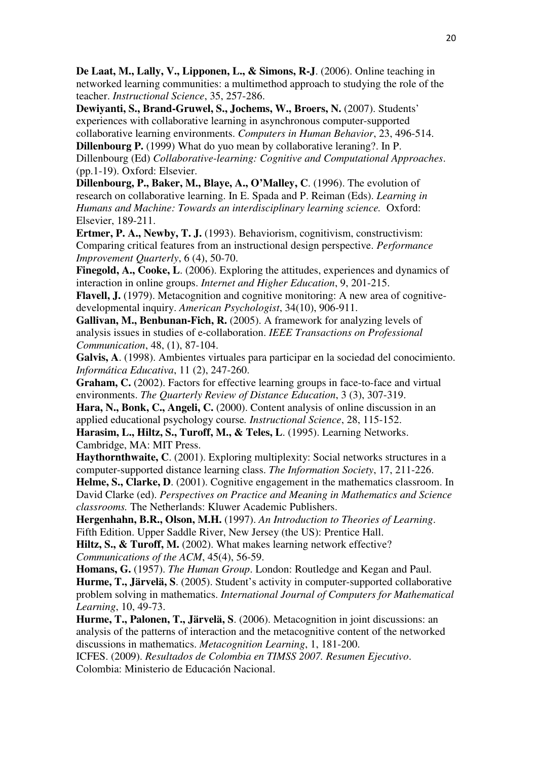**De Laat, M., Lally, V., Lipponen, L., & Simons, R-J**. (2006). Online teaching in networked learning communities: a multimethod approach to studying the role of the teacher. *Instructional Science*, 35, 257-286.

**Dewiyanti, S., Brand-Gruwel, S., Jochems, W., Broers, N.** (2007). Students' experiences with collaborative learning in asynchronous computer-supported collaborative learning environments. *Computers in Human Behavior*, 23, 496-514.

**Dillenbourg P.** (1999) What do yuo mean by collaborative leraning?. In P. Dillenbourg (Ed) *Collaborative-learning: Cognitive and Computational Approaches*. (pp.1-19). Oxford: Elsevier.

**Dillenbourg, P., Baker, M., Blaye, A., O'Malley, C**. (1996). The evolution of research on collaborative learning. In E. Spada and P. Reiman (Eds). *Learning in Humans and Machine: Towards an interdisciplinary learning science.* Oxford: Elsevier, 189-211.

**Ertmer, P. A., Newby, T. J.** (1993). Behaviorism, cognitivism, constructivism: Comparing critical features from an instructional design perspective. *Performance Improvement Quarterly*, 6 (4), 50-70.

**Finegold, A., Cooke, L**. (2006). Exploring the attitudes, experiences and dynamics of interaction in online groups. *Internet and Higher Education*, 9, 201-215.

**Flavell, J.** (1979). Metacognition and cognitive monitoring: A new area of cognitive-developmental inquiry. *American Psychologist*, 34(10), 906-911.

**Gallivan, M., Benbunan-Fich, R.** (2005). A framework for analyzing levels of analysis issues in studies of e-collaboration. *IEEE Transactions on Professional Communication*, 48, (1), 87-104.

**Galvis, A**. (1998). Ambientes virtuales para participar en la sociedad del conocimiento. *Informática Educativa*, 11 (2), 247-260.

**Graham, C.** (2002). Factors for effective learning groups in face-to-face and virtual environments. *The Quarterly Review of Distance Education*, 3 (3), 307-319.

**Hara, N., Bonk, C., Angeli, C.** (2000). Content analysis of online discussion in an applied educational psychology course*. Instructional Science*, 28, 115-152.

**Harasim, L., Hiltz, S., Turoff, M., & Teles, L**. (1995). Learning Networks. Cambridge, MA: MIT Press.

**Haythornthwaite, C**. (2001). Exploring multiplexity: Social networks structures in a computer-supported distance learning class. *The Information Society*, 17, 211-226.

**Helme, S., Clarke, D**. (2001). Cognitive engagement in the mathematics classroom. In David Clarke (ed). *Perspectives on Practice and Meaning in Mathematics and Science classrooms.* The Netherlands: Kluwer Academic Publishers.

**Hergenhahn, B.R., Olson, M.H.** (1997). *An Introduction to Theories of Learning*. Fifth Edition. Upper Saddle River, New Jersey (the US): Prentice Hall.

**Hiltz, S., & Turoff, M.** (2002). What makes learning network effective? *Communications of the ACM*, 45(4), 56-59.

**Homans, G.** (1957). *The Human Group*. London: Routledge and Kegan and Paul.

**Hurme, T., Järvelä, S**. (2005). Student's activity in computer-supported collaborative problem solving in mathematics. *International Journal of Computers for Mathematical Learning*, 10, 49-73.

**Hurme, T., Palonen, T., Järvelä, S**. (2006). Metacognition in joint discussions: an analysis of the patterns of interaction and the metacognitive content of the networked discussions in mathematics. *Metacognition Learning*, 1, 181-200.

ICFES. (2009). *Resultados de Colombia en TIMSS 2007. Resumen Ejecutivo*. Colombia: Ministerio de Educación Nacional.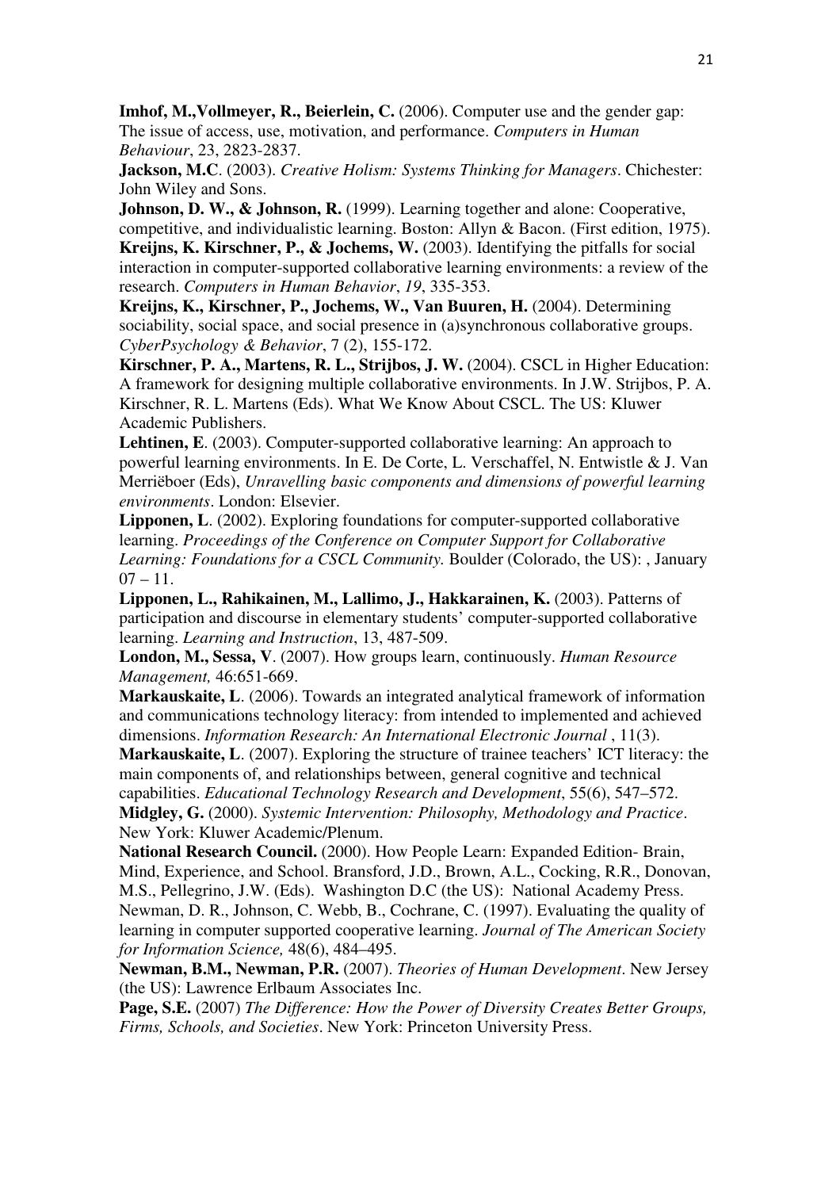**Imhof, M.,Vollmeyer, R., Beierlein, C.** (2006). Computer use and the gender gap: The issue of access, use, motivation, and performance. *Computers in Human Behaviour*, 23, 2823-2837.

**Jackson, M.C**. (2003). *Creative Holism: Systems Thinking for Managers*. Chichester: John Wiley and Sons.

**Johnson, D. W., & Johnson, R.** (1999). Learning together and alone: Cooperative, competitive, and individualistic learning. Boston: Allyn & Bacon. (First edition, 1975).

**Kreijns, K. Kirschner, P., & Jochems, W.** (2003). Identifying the pitfalls for social interaction in computer-supported collaborative learning environments: a review of the research. *Computers in Human Behavior*, *19*, 335-353.

**Kreijns, K., Kirschner, P., Jochems, W., Van Buuren, H.** (2004). Determining sociability, social space, and social presence in (a)synchronous collaborative groups. *CyberPsychology & Behavior*, 7 (2), 155-172.

**Kirschner, P. A., Martens, R. L., Strijbos, J. W.** (2004). CSCL in Higher Education: A framework for designing multiple collaborative environments. In J.W. Strijbos, P. A. Kirschner, R. L. Martens (Eds). What We Know About CSCL. The US: Kluwer Academic Publishers.

**Lehtinen, E**. (2003). Computer-supported collaborative learning: An approach to powerful learning environments. In E. De Corte, L. Verschaffel, N. Entwistle & J. Van Merriëboer (Eds), *Unravelling basic components and dimensions of powerful learning environments*. London: Elsevier.

**Lipponen, L**. (2002). Exploring foundations for computer-supported collaborative learning. *Proceedings of the Conference on Computer Support for Collaborative Learning: Foundations for a CSCL Community.* Boulder (Colorado, the US): , January 07 – 11.

**Lipponen, L., Rahikainen, M., Lallimo, J., Hakkarainen, K.** (2003). Patterns of participation and discourse in elementary students' computer-supported collaborative learning. *Learning and Instruction*, 13, 487-509.

**London, M., Sessa, V**. (2007). How groups learn, continuously. *Human Resource Management,* 46:651-669.

**Markauskaite, L**. (2006). Towards an integrated analytical framework of information and communications technology literacy: from intended to implemented and achieved dimensions. *Information Research: An International Electronic Journal* , 11(3).

**Markauskaite, L**. (2007). Exploring the structure of trainee teachers' ICT literacy: the main components of, and relationships between, general cognitive and technical capabilities. *Educational Technology Research and Development*, 55(6), 547–572.

**Midgley, G.** (2000). *Systemic Intervention: Philosophy, Methodology and Practice*. New York: Kluwer Academic/Plenum.

**National Research Council.** (2000). How People Learn: Expanded Edition- Brain, Mind, Experience, and School. Bransford, J.D., Brown, A.L., Cocking, R.R., Donovan, M.S., Pellegrino, J.W. (Eds). Washington D.C (the US): National Academy Press.

Newman, D. R., Johnson, C. Webb, B., Cochrane, C. (1997). Evaluating the quality of learning in computer supported cooperative learning. *Journal of The American Society for Information Science,* 48(6), 484–495.

**Newman, B.M., Newman, P.R.** (2007). *Theories of Human Development*. New Jersey (the US): Lawrence Erlbaum Associates Inc.

**Page, S.E.** (2007) *The Difference: How the Power of Diversity Creates Better Groups, Firms, Schools, and Societies*. New York: Princeton University Press.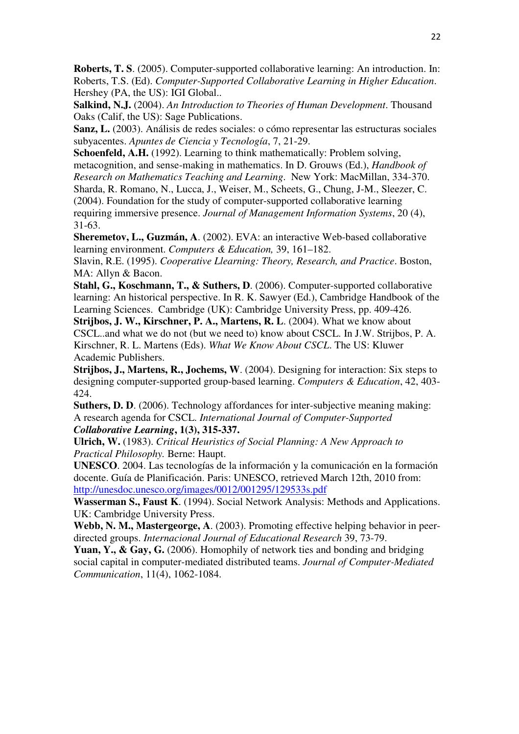**Roberts, T. S**. (2005). Computer-supported collaborative learning: An introduction. In: Roberts, T.S. (Ed). *Computer-Supported Collaborative Learning in Higher Education*. Hershey (PA, the US): IGI Global..

**Salkind, N.J.** (2004). *An Introduction to Theories of Human Development*. Thousand Oaks (Calif, the US): Sage Publications.

**Sanz, L.** (2003). Análisis de redes sociales: o cómo representar las estructuras sociales subyacentes. *Apuntes de Ciencia y Tecnología*, 7, 21-29.

**Schoenfeld, A.H.** (1992). Learning to think mathematically: Problem solving, metacognition, and sense-making in mathematics. In D. Grouws (Ed.), *Handbook of Research on Mathematics Teaching and Learning*. New York: MacMillan, 334-370.

Sharda, R. Romano, N., Lucca, J., Weiser, M., Scheets, G., Chung, J-M., Sleezer, C. (2004). Foundation for the study of computer-supported collaborative learning requiring immersive presence. *Journal of Management Information Systems*, 20 (4), 31-63.

**Sheremetov, L., Guzmán, A**. (2002). EVA: an interactive Web-based collaborative learning environment. *Computers & Education,* 39, 161–182.

Slavin, R.E. (1995). *Cooperative Llearning: Theory, Research, and Practice*. Boston, MA: Allyn & Bacon.

**Stahl, G., Koschmann, T., & Suthers, D**. (2006). Computer-supported collaborative learning: An historical perspective. In R. K. Sawyer (Ed.), Cambridge Handbook of the Learning Sciences. Cambridge (UK): Cambridge University Press, pp. 409-426.

**Strijbos, J. W., Kirschner, P. A., Martens, R. L**. (2004). What we know about CSCL..and what we do not (but we need to) know about CSCL. In J.W. Strijbos, P. A. Kirschner, R. L. Martens (Eds). *What We Know About CSCL*. The US: Kluwer Academic Publishers.

**Strijbos, J., Martens, R., Jochems, W**. (2004). Designing for interaction: Six steps to designing computer-supported group-based learning. *Computers & Education*, 42, 403-424.

**Suthers, D. D**. (2006). Technology affordances for inter-subjective meaning making: A research agenda for CSCL. *International Journal of Computer-Supported* ***Collaborative Learning*****, 1(3), 315-337.**

**Ulrich, W.** (1983). *Critical Heuristics of Social Planning: A New Approach to Practical Philosophy.* Berne: Haupt.

**UNESCO**. 2004. Las tecnologías de la información y la comunicación en la formación docente. Guía de Planificación. Paris: UNESCO, retrieved March 12th, 2010 from: http://unesdoc.unesco.org/images/0012/001295/129533s.pdf

**Wasserman S., Faust K**. (1994). Social Network Analysis: Methods and Applications. UK: Cambridge University Press.

**Webb, N. M., Mastergeorge, A**. (2003). Promoting effective helping behavior in peer-directed groups. *Internacional Journal of Educational Research* 39, 73-79.

**Yuan, Y., & Gay, G.** (2006). Homophily of network ties and bonding and bridging social capital in computer-mediated distributed teams. *Journal of Computer-Mediated Communication*, 11(4), 1062-1084.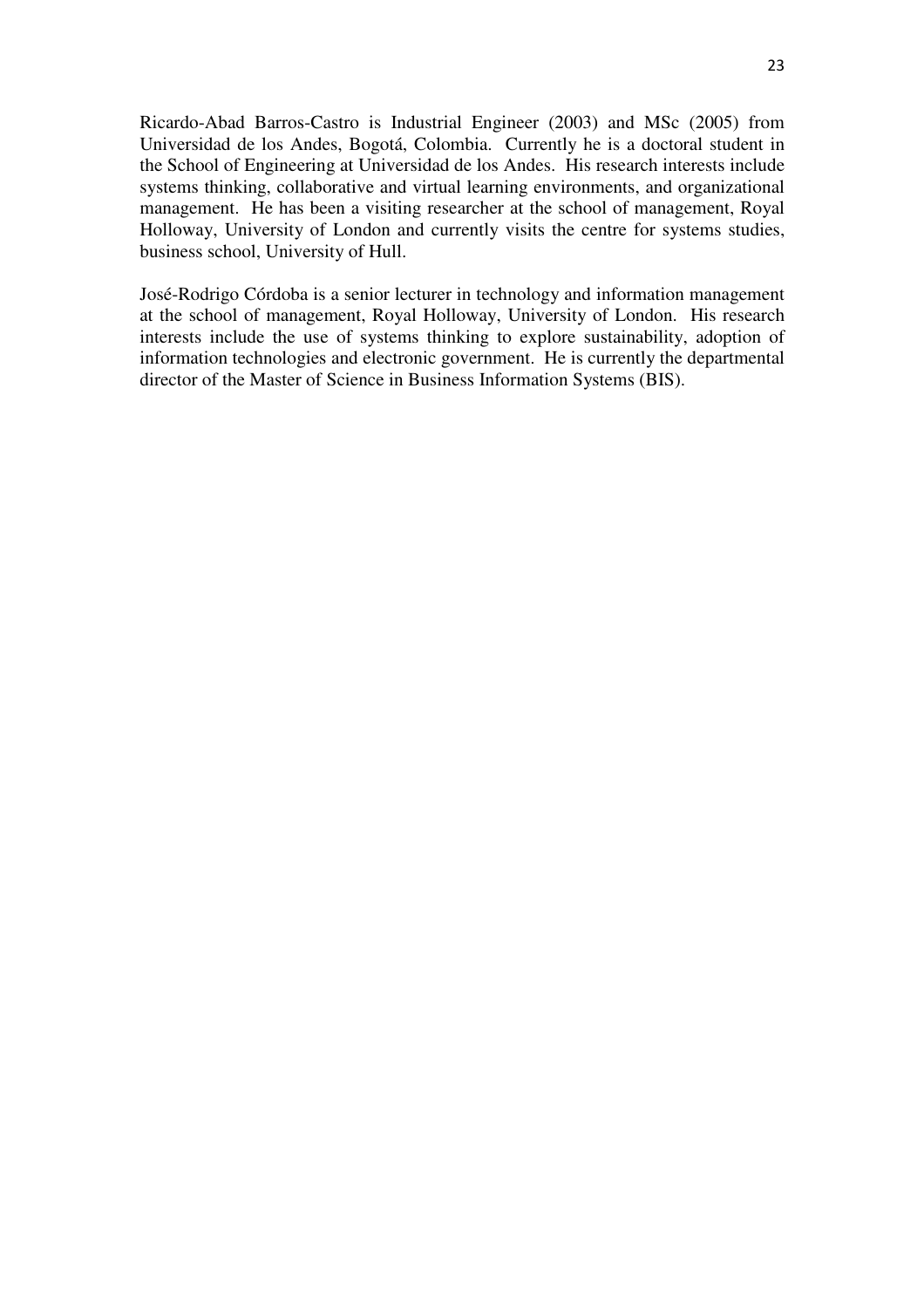Ricardo-Abad Barros-Castro is Industrial Engineer (2003) and MSc (2005) from Universidad de los Andes, Bogotá, Colombia. Currently he is a doctoral student in the School of Engineering at Universidad de los Andes. His research interests include systems thinking, collaborative and virtual learning environments, and organizational management. He has been a visiting researcher at the school of management, Royal Holloway, University of London and currently visits the centre for systems studies, business school, University of Hull.

José-Rodrigo Córdoba is a senior lecturer in technology and information management at the school of management, Royal Holloway, University of London. His research interests include the use of systems thinking to explore sustainability, adoption of information technologies and electronic government. He is currently the departmental director of the Master of Science in Business Information Systems (BIS).